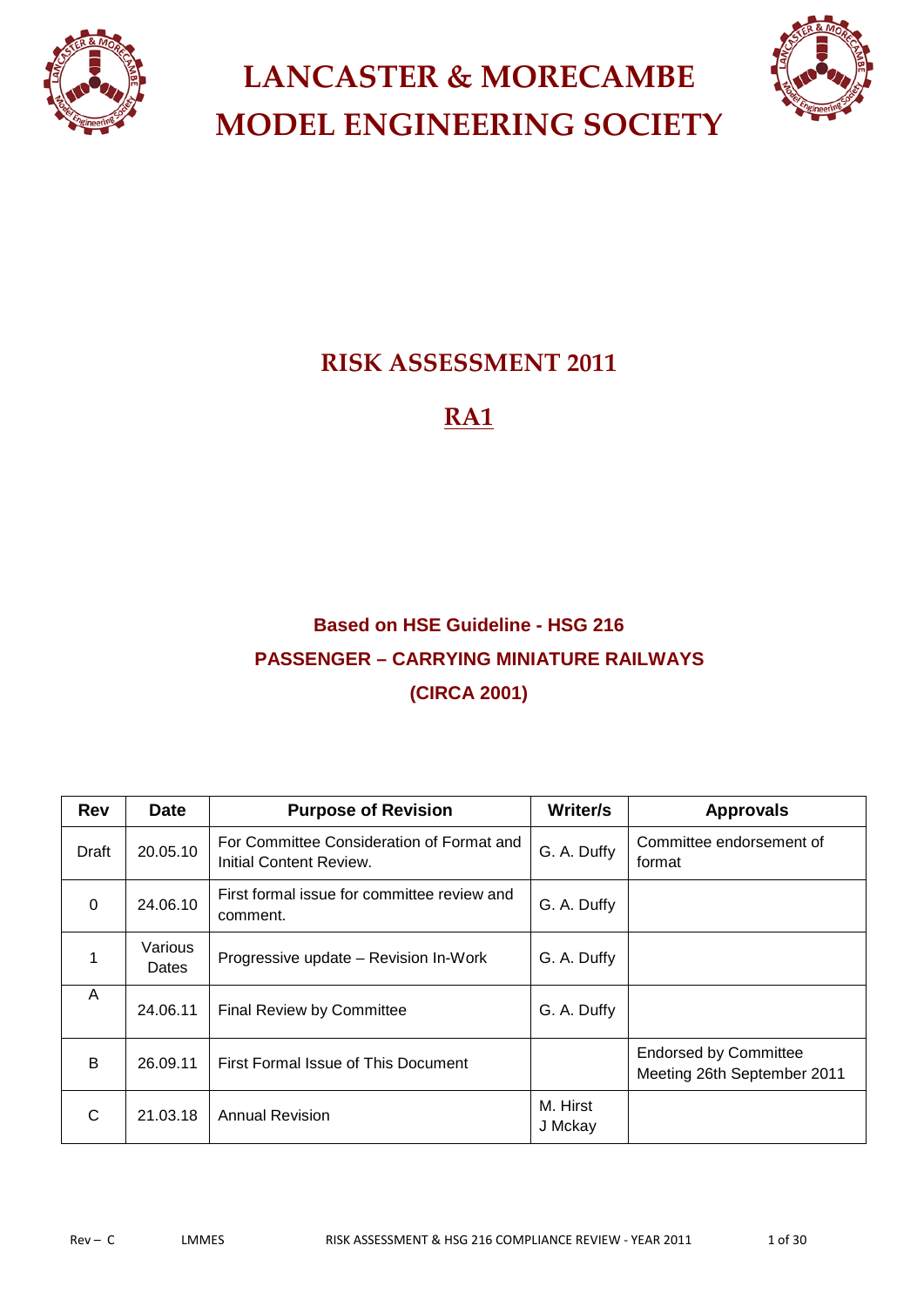# LANCASTER & MORECAMBE MODEL ENGINEERING SOCIETY

## RISK ASSESSMENT 2011

## RA1

### Based on HSE Guideline - HSG 216
### PASSENGER – CARRYING MINIATURE RAILWAYS
### (CIRCA 2001)

| Rev | Date | Purpose of Revision | Writer/s | Approvals |
|---|---|---|---|---|
| Draft | 20.05.10 | For Committee Consideration of Format and Initial Content Review. | G. A. Duffy | Committee endorsement of format |
| 0 | 24.06.10 | First formal issue for committee review and comment. | G. A. Duffy | |
| 1 | Various Dates | Progressive update – Revision In-Work | G. A. Duffy | |
| A | 24.06.11 | Final Review by Committee | G. A. Duffy | |
| B | 26.09.11 | First Formal Issue of This Document | | Endorsed by Committee Meeting 26th September 2011 |
| C | 21.03.18 | Annual Revision | M. Hirst J Mckay | |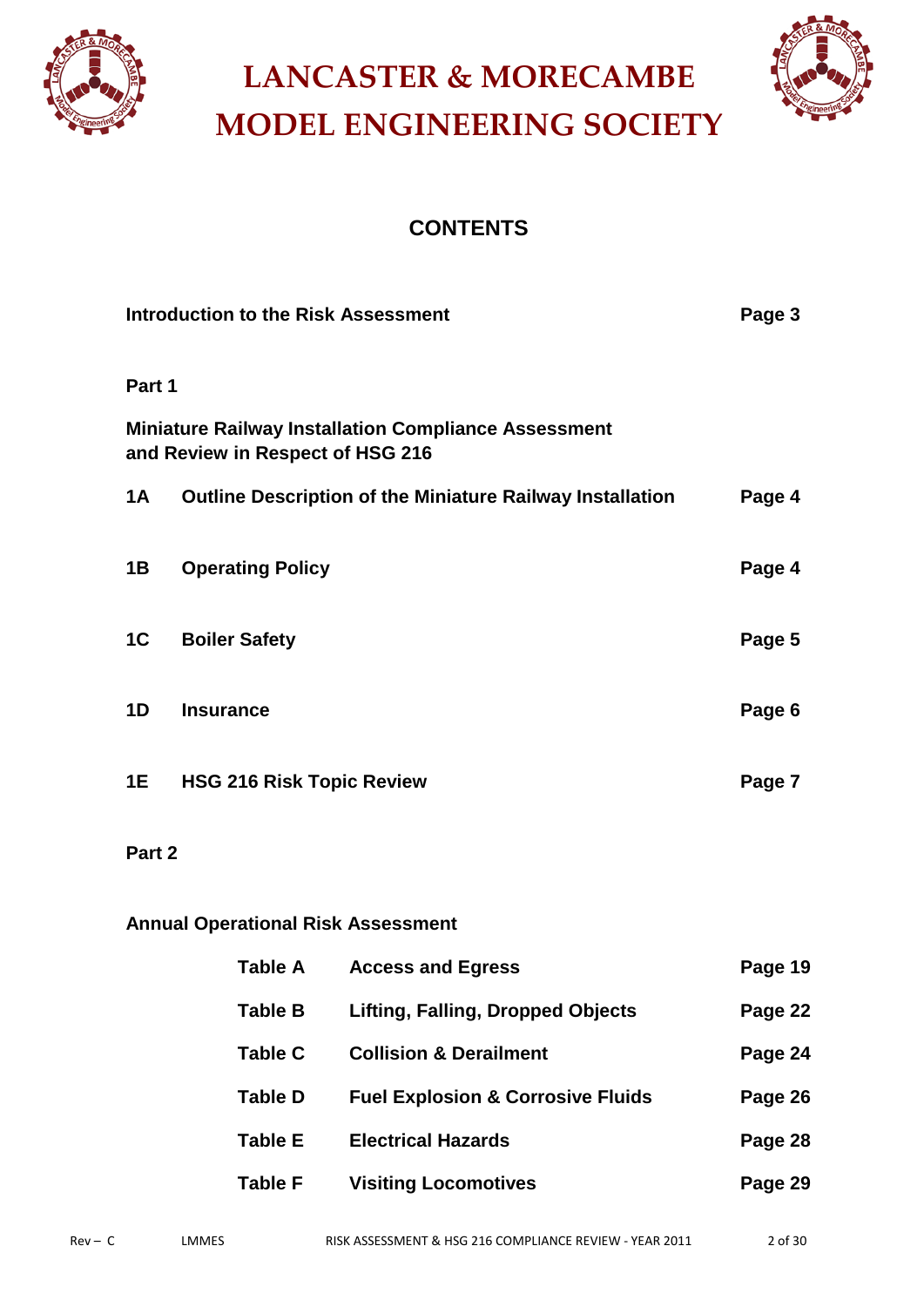# LANCASTER & MORECAMBE MODEL ENGINEERING SOCIETY

## CONTENTS

| | | |
|---|---|---|
| **Introduction to the Risk Assessment** | | **Page 3** |
| **Part 1** | | |
| **Miniature Railway Installation Compliance Assessment and Review in Respect of HSG 216** | | |
| **1A** | **Outline Description of the Miniature Railway Installation** | **Page 4** |
| **1B** | **Operating Policy** | **Page 4** |
| **1C** | **Boiler Safety** | **Page 5** |
| **1D** | **Insurance** | **Page 6** |
| **1E** | **HSG 216 Risk Topic Review** | **Page 7** |
| **Part 2** | | |
| **Annual Operational Risk Assessment** | | |
| **Table A** | **Access and Egress** | **Page 19** |
| **Table B** | **Lifting, Falling, Dropped Objects** | **Page 22** |
| **Table C** | **Collision & Derailment** | **Page 24** |
| **Table D** | **Fuel Explosion & Corrosive Fluids** | **Page 26** |
| **Table E** | **Electrical Hazards** | **Page 28** |
| **Table F** | **Visiting Locomotives** | **Page 29** |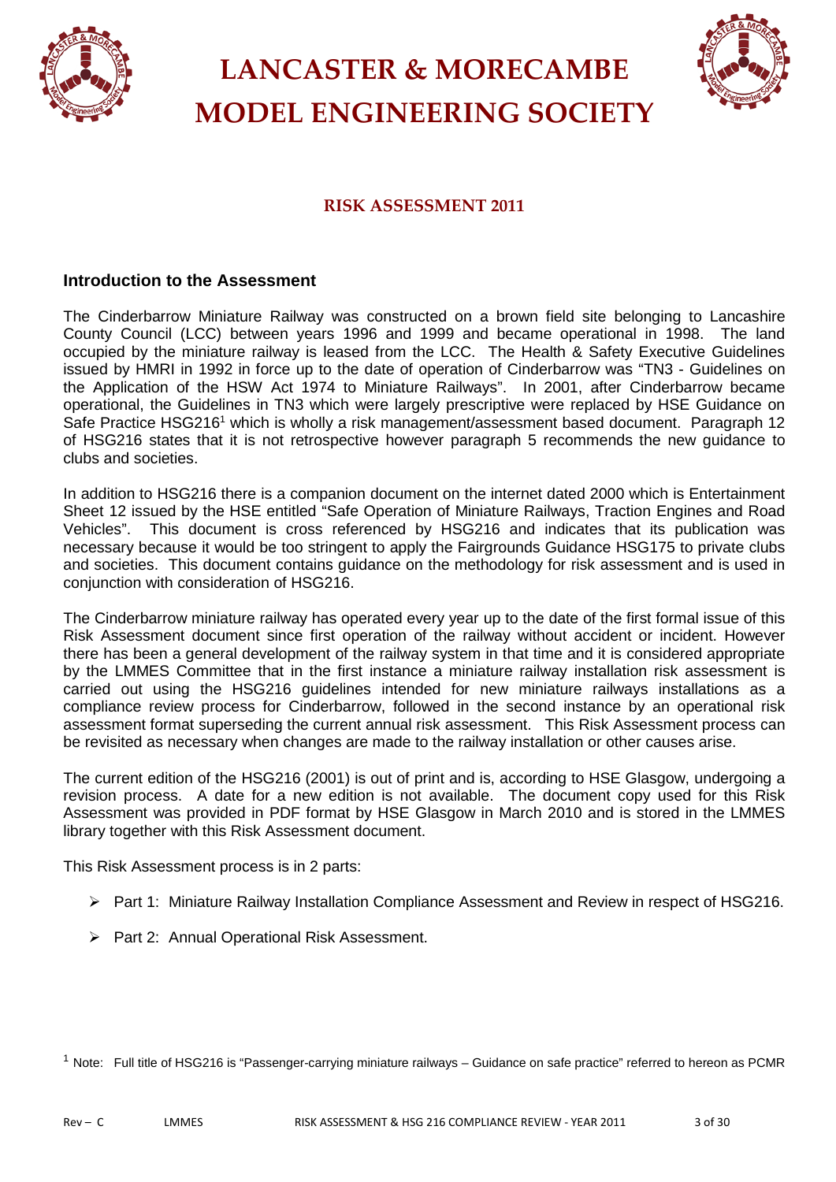# LANCASTER & MORECAMBE MODEL ENGINEERING SOCIETY

## RISK ASSESSMENT 2011

### Introduction to the Assessment

The Cinderbarrow Miniature Railway was constructed on a brown field site belonging to Lancashire County Council (LCC) between years 1996 and 1999 and became operational in 1998. The land occupied by the miniature railway is leased from the LCC. The Health & Safety Executive Guidelines issued by HMRI in 1992 in force up to the date of operation of Cinderbarrow was "TN3 - Guidelines on the Application of the HSW Act 1974 to Miniature Railways". In 2001, after Cinderbarrow became operational, the Guidelines in TN3 which were largely prescriptive were replaced by HSE Guidance on Safe Practice HSG216[1] which is wholly a risk management/assessment based document. Paragraph 12 of HSG216 states that it is not retrospective however paragraph 5 recommends the new guidance to clubs and societies.

In addition to HSG216 there is a companion document on the internet dated 2000 which is Entertainment Sheet 12 issued by the HSE entitled "Safe Operation of Miniature Railways, Traction Engines and Road Vehicles". This document is cross referenced by HSG216 and indicates that its publication was necessary because it would be too stringent to apply the Fairgrounds Guidance HSG175 to private clubs and societies. This document contains guidance on the methodology for risk assessment and is used in conjunction with consideration of HSG216.

The Cinderbarrow miniature railway has operated every year up to the date of the first formal issue of this Risk Assessment document since first operation of the railway without accident or incident. However there has been a general development of the railway system in that time and it is considered appropriate by the LMMES Committee that in the first instance a miniature railway installation risk assessment is carried out using the HSG216 guidelines intended for new miniature railways installations as a compliance review process for Cinderbarrow, followed in the second instance by an operational risk assessment format superseding the current annual risk assessment. This Risk Assessment process can be revisited as necessary when changes are made to the railway installation or other causes arise.

The current edition of the HSG216 (2001) is out of print and is, according to HSE Glasgow, undergoing a revision process. A date for a new edition is not available. The document copy used for this Risk Assessment was provided in PDF format by HSE Glasgow in March 2010 and is stored in the LMMES library together with this Risk Assessment document.

This Risk Assessment process is in 2 parts:

- Part 1: Miniature Railway Installation Compliance Assessment and Review in respect of HSG216.
- Part 2: Annual Operational Risk Assessment.

[1] Note: Full title of HSG216 is "Passenger-carrying miniature railways – Guidance on safe practice" referred to hereon as PCMR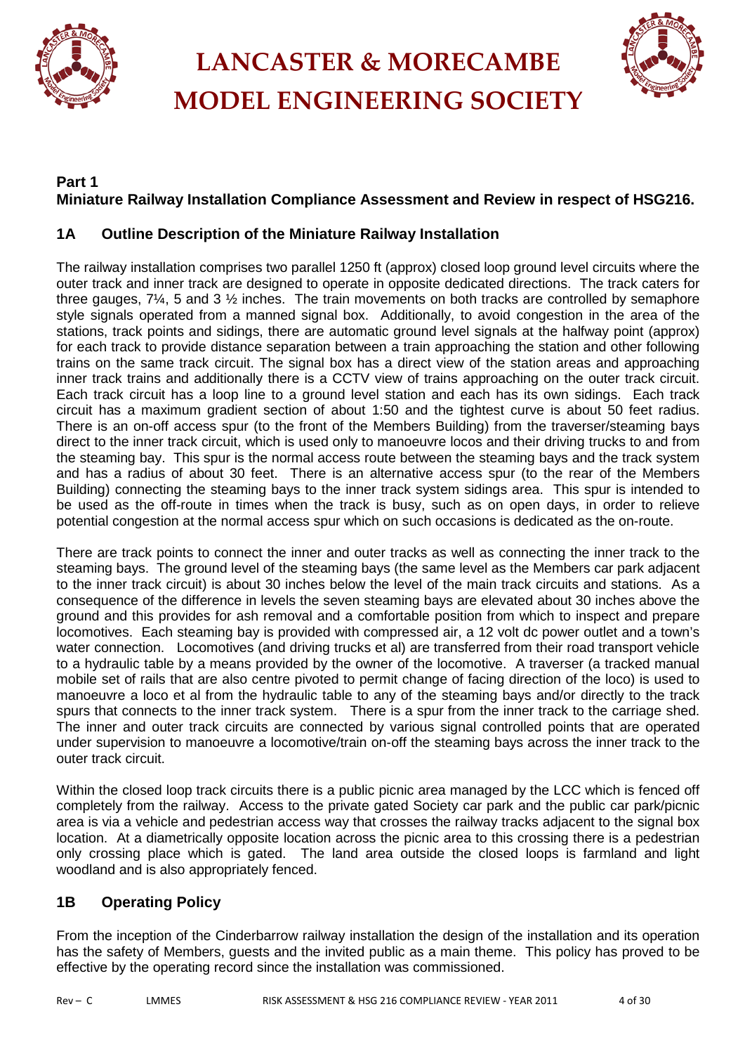# LANCASTER & MORECAMBE MODEL ENGINEERING SOCIETY

**Part 1**
**Miniature Railway Installation Compliance Assessment and Review in respect of HSG216.**

## 1A Outline Description of the Miniature Railway Installation

The railway installation comprises two parallel 1250 ft (approx) closed loop ground level circuits where the outer track and inner track are designed to operate in opposite dedicated directions. The track caters for three gauges, 7¼, 5 and 3 ½ inches. The train movements on both tracks are controlled by semaphore style signals operated from a manned signal box. Additionally, to avoid congestion in the area of the stations, track points and sidings, there are automatic ground level signals at the halfway point (approx) for each track to provide distance separation between a train approaching the station and other following trains on the same track circuit. The signal box has a direct view of the station areas and approaching inner track trains and additionally there is a CCTV view of trains approaching on the outer track circuit. Each track circuit has a loop line to a ground level station and each has its own sidings. Each track circuit has a maximum gradient section of about 1:50 and the tightest curve is about 50 feet radius. There is an on-off access spur (to the front of the Members Building) from the traverser/steaming bays direct to the inner track circuit, which is used only to manoeuvre locos and their driving trucks to and from the steaming bay. This spur is the normal access route between the steaming bays and the track system and has a radius of about 30 feet. There is an alternative access spur (to the rear of the Members Building) connecting the steaming bays to the inner track system sidings area. This spur is intended to be used as the off-route in times when the track is busy, such as on open days, in order to relieve potential congestion at the normal access spur which on such occasions is dedicated as the on-route.

There are track points to connect the inner and outer tracks as well as connecting the inner track to the steaming bays. The ground level of the steaming bays (the same level as the Members car park adjacent to the inner track circuit) is about 30 inches below the level of the main track circuits and stations. As a consequence of the difference in levels the seven steaming bays are elevated about 30 inches above the ground and this provides for ash removal and a comfortable position from which to inspect and prepare locomotives. Each steaming bay is provided with compressed air, a 12 volt dc power outlet and a town's water connection. Locomotives (and driving trucks et al) are transferred from their road transport vehicle to a hydraulic table by a means provided by the owner of the locomotive. A traverser (a tracked manual mobile set of rails that are also centre pivoted to permit change of facing direction of the loco) is used to manoeuvre a loco et al from the hydraulic table to any of the steaming bays and/or directly to the track spurs that connects to the inner track system. There is a spur from the inner track to the carriage shed. The inner and outer track circuits are connected by various signal controlled points that are operated under supervision to manoeuvre a locomotive/train on-off the steaming bays across the inner track to the outer track circuit.

Within the closed loop track circuits there is a public picnic area managed by the LCC which is fenced off completely from the railway. Access to the private gated Society car park and the public car park/picnic area is via a vehicle and pedestrian access way that crosses the railway tracks adjacent to the signal box location. At a diametrically opposite location across the picnic area to this crossing there is a pedestrian only crossing place which is gated. The land area outside the closed loops is farmland and light woodland and is also appropriately fenced.

## 1B Operating Policy

From the inception of the Cinderbarrow railway installation the design of the installation and its operation has the safety of Members, guests and the invited public as a main theme. This policy has proved to be effective by the operating record since the installation was commissioned.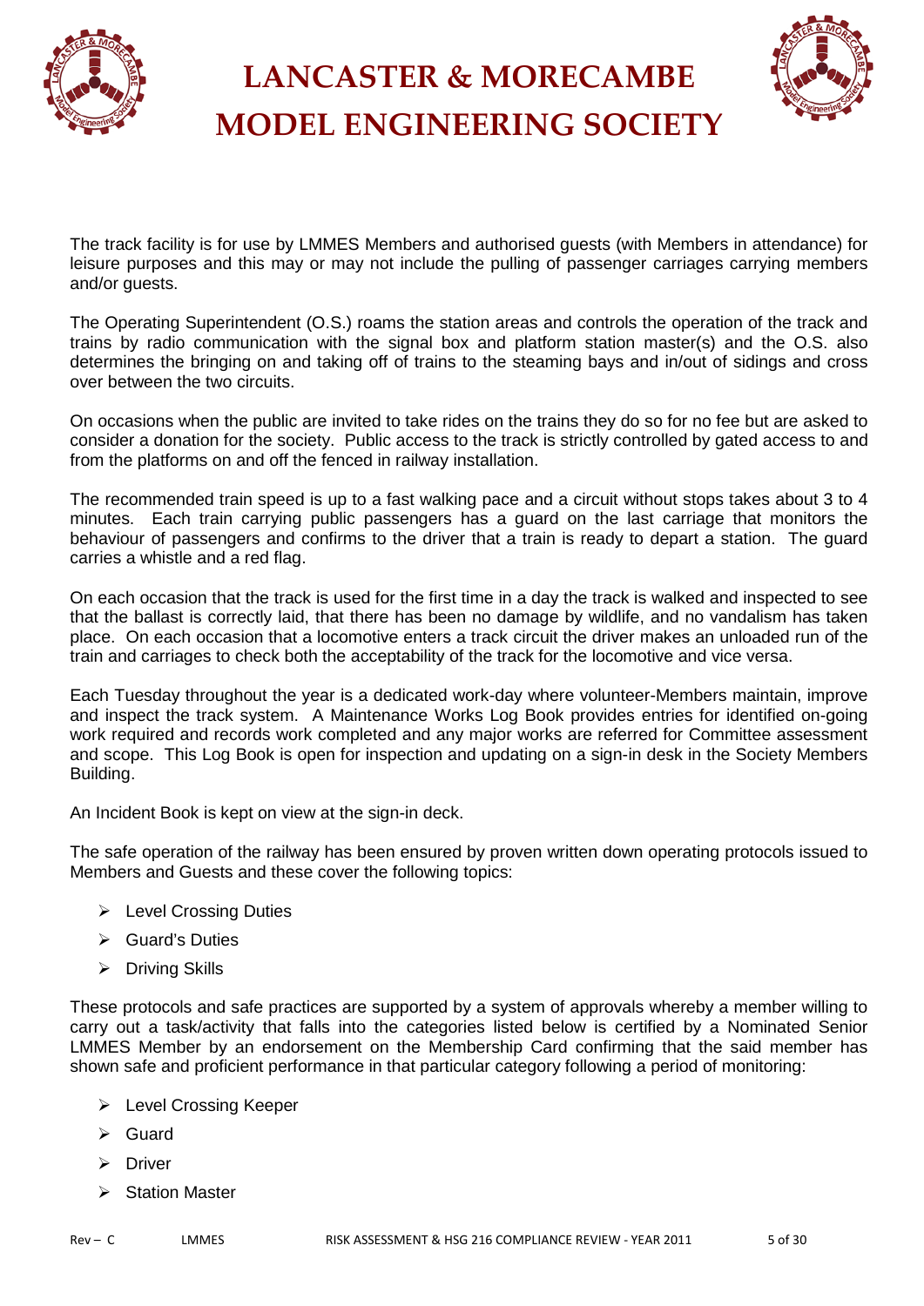The track facility is for use by LMMES Members and authorised guests (with Members in attendance) for leisure purposes and this may or may not include the pulling of passenger carriages carrying members and/or guests.

The Operating Superintendent (O.S.) roams the station areas and controls the operation of the track and trains by radio communication with the signal box and platform station master(s) and the O.S. also determines the bringing on and taking off of trains to the steaming bays and in/out of sidings and cross over between the two circuits.

On occasions when the public are invited to take rides on the trains they do so for no fee but are asked to consider a donation for the society. Public access to the track is strictly controlled by gated access to and from the platforms on and off the fenced in railway installation.

The recommended train speed is up to a fast walking pace and a circuit without stops takes about 3 to 4 minutes. Each train carrying public passengers has a guard on the last carriage that monitors the behaviour of passengers and confirms to the driver that a train is ready to depart a station. The guard carries a whistle and a red flag.

On each occasion that the track is used for the first time in a day the track is walked and inspected to see that the ballast is correctly laid, that there has been no damage by wildlife, and no vandalism has taken place. On each occasion that a locomotive enters a track circuit the driver makes an unloaded run of the train and carriages to check both the acceptability of the track for the locomotive and vice versa.

Each Tuesday throughout the year is a dedicated work-day where volunteer-Members maintain, improve and inspect the track system. A Maintenance Works Log Book provides entries for identified on-going work required and records work completed and any major works are referred for Committee assessment and scope. This Log Book is open for inspection and updating on a sign-in desk in the Society Members Building.

An Incident Book is kept on view at the sign-in deck.

The safe operation of the railway has been ensured by proven written down operating protocols issued to Members and Guests and these cover the following topics:

- Level Crossing Duties
- Guard's Duties
- Driving Skills

These protocols and safe practices are supported by a system of approvals whereby a member willing to carry out a task/activity that falls into the categories listed below is certified by a Nominated Senior LMMES Member by an endorsement on the Membership Card confirming that the said member has shown safe and proficient performance in that particular category following a period of monitoring:

- Level Crossing Keeper
- Guard
- Driver
- Station Master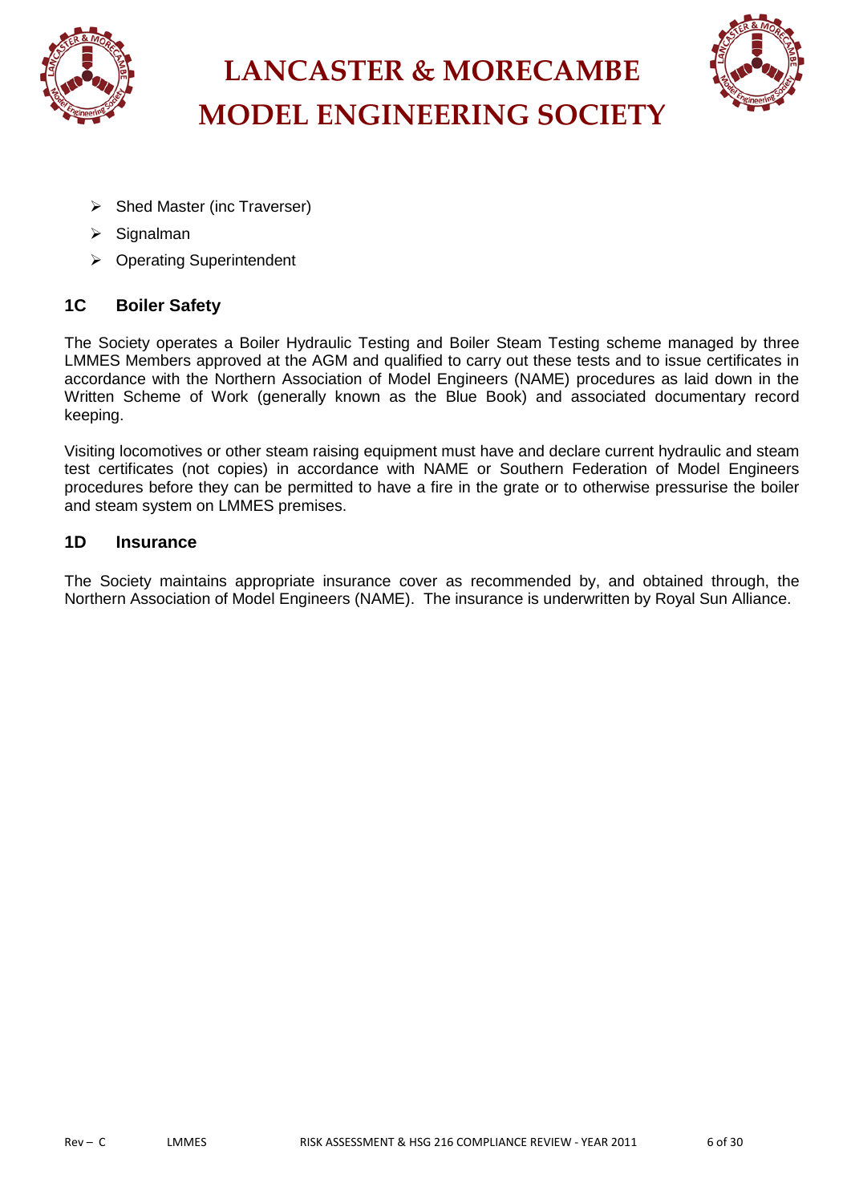- Shed Master (inc Traverser)
- Signalman
- Operating Superintendent

## 1C Boiler Safety

The Society operates a Boiler Hydraulic Testing and Boiler Steam Testing scheme managed by three LMMES Members approved at the AGM and qualified to carry out these tests and to issue certificates in accordance with the Northern Association of Model Engineers (NAME) procedures as laid down in the Written Scheme of Work (generally known as the Blue Book) and associated documentary record keeping.

Visiting locomotives or other steam raising equipment must have and declare current hydraulic and steam test certificates (not copies) in accordance with NAME or Southern Federation of Model Engineers procedures before they can be permitted to have a fire in the grate or to otherwise pressurise the boiler and steam system on LMMES premises.

## 1D Insurance

The Society maintains appropriate insurance cover as recommended by, and obtained through, the Northern Association of Model Engineers (NAME). The insurance is underwritten by Royal Sun Alliance.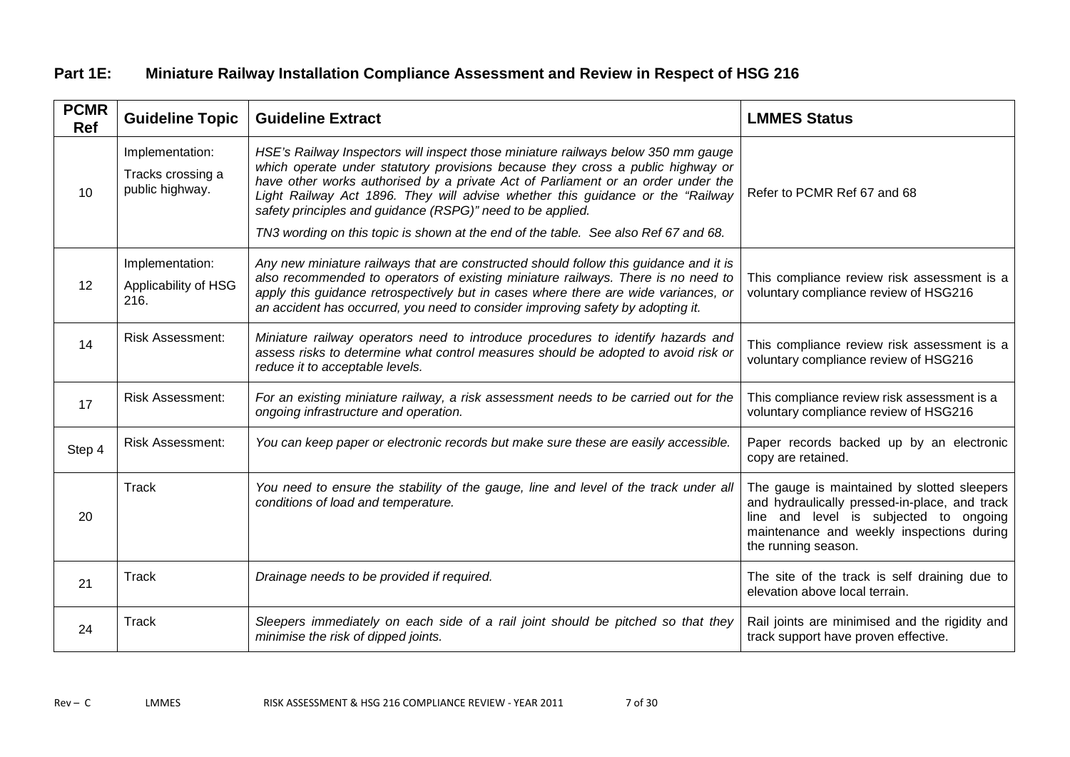## Part 1E: Miniature Railway Installation Compliance Assessment and Review in Respect of HSG 216

| PCMR Ref | Guideline Topic | Guideline Extract | LMMES Status |
|---|---|---|---|
| 10 | Implementation: Tracks crossing a public highway. | *HSE's Railway Inspectors will inspect those miniature railways below 350 mm gauge which operate under statutory provisions because they cross a public highway or have other works authorised by a private Act of Parliament or an order under the Light Railway Act 1896. They will advise whether this guidance or the "Railway safety principles and guidance (RSPG)" need to be applied.* *TN3 wording on this topic is shown at the end of the table. See also Ref 67 and 68.* | Refer to PCMR Ref 67 and 68 |
| 12 | Implementation: Applicability of HSG 216. | *Any new miniature railways that are constructed should follow this guidance and it is also recommended to operators of existing miniature railways. There is no need to apply this guidance retrospectively but in cases where there are wide variances, or an accident has occurred, you need to consider improving safety by adopting it.* | This compliance review risk assessment is a voluntary compliance review of HSG216 |
| 14 | Risk Assessment: | *Miniature railway operators need to introduce procedures to identify hazards and assess risks to determine what control measures should be adopted to avoid risk or reduce it to acceptable levels.* | This compliance review risk assessment is a voluntary compliance review of HSG216 |
| 17 | Risk Assessment: | *For an existing miniature railway, a risk assessment needs to be carried out for the ongoing infrastructure and operation.* | This compliance review risk assessment is a voluntary compliance review of HSG216 |
| Step 4 | Risk Assessment: | *You can keep paper or electronic records but make sure these are easily accessible.* | Paper records backed up by an electronic copy are retained. |
| 20 | Track | *You need to ensure the stability of the gauge, line and level of the track under all conditions of load and temperature.* | The gauge is maintained by slotted sleepers and hydraulically pressed-in-place, and track line and level is subjected to ongoing maintenance and weekly inspections during the running season. |
| 21 | Track | *Drainage needs to be provided if required.* | The site of the track is self draining due to elevation above local terrain. |
| 24 | Track | *Sleepers immediately on each side of a rail joint should be pitched so that they minimise the risk of dipped joints.* | Rail joints are minimised and the rigidity and track support have proven effective. |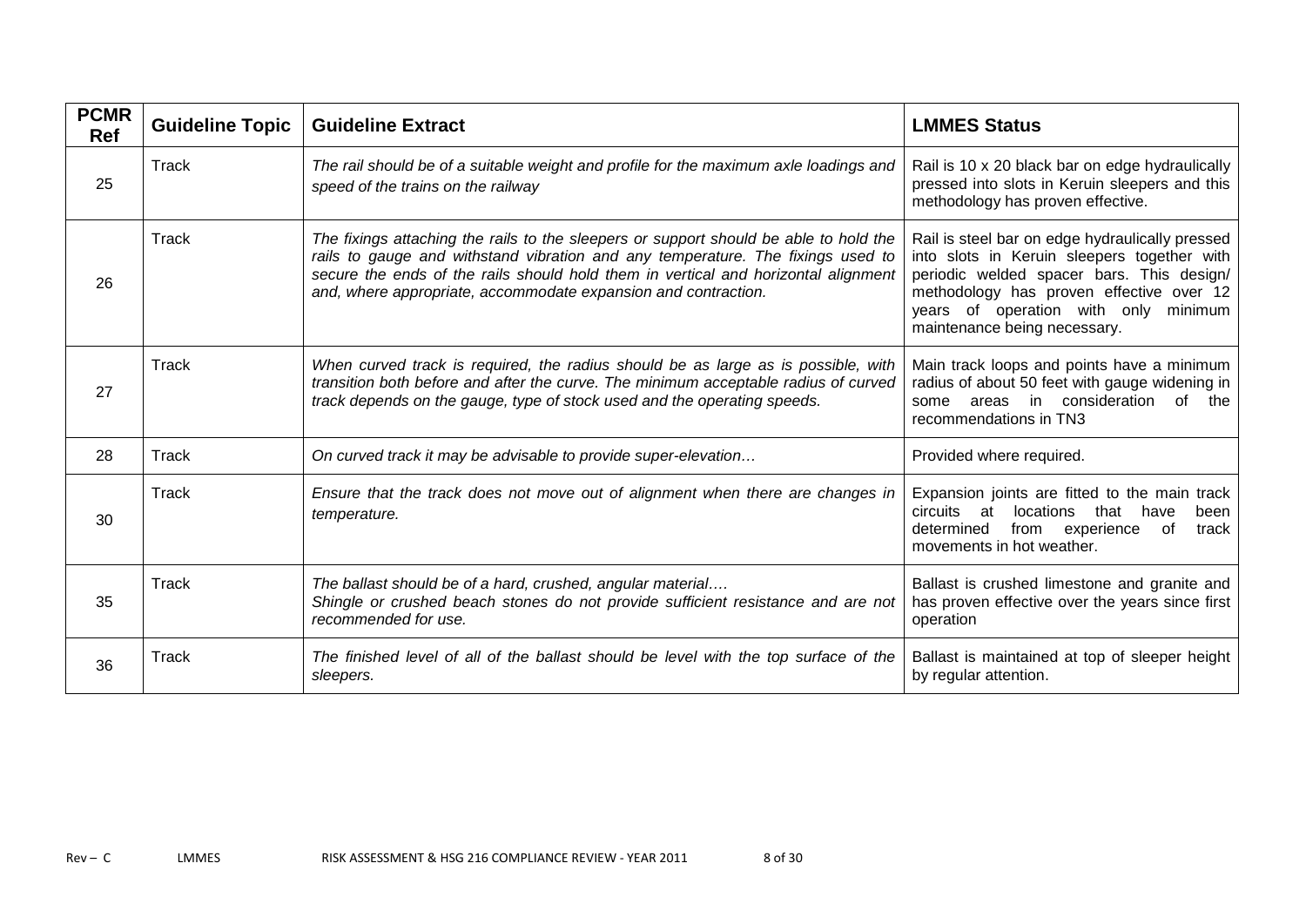| PCMR Ref | Guideline Topic | Guideline Extract | LMMES Status |
|---|---|---|---|
| 25 | Track | *The rail should be of a suitable weight and profile for the maximum axle loadings and speed of the trains on the railway* | Rail is 10 x 20 black bar on edge hydraulically pressed into slots in Keruin sleepers and this methodology has proven effective. |
| 26 | Track | *The fixings attaching the rails to the sleepers or support should be able to hold the rails to gauge and withstand vibration and any temperature. The fixings used to secure the ends of the rails should hold them in vertical and horizontal alignment and, where appropriate, accommodate expansion and contraction.* | Rail is steel bar on edge hydraulically pressed into slots in Keruin sleepers together with periodic welded spacer bars. This design/ methodology has proven effective over 12 years of operation with only minimum maintenance being necessary. |
| 27 | Track | *When curved track is required, the radius should be as large as is possible, with transition both before and after the curve. The minimum acceptable radius of curved track depends on the gauge, type of stock used and the operating speeds.* | Main track loops and points have a minimum radius of about 50 feet with gauge widening in some areas in consideration of the recommendations in TN3 |
| 28 | Track | *On curved track it may be advisable to provide super-elevation…* | Provided where required. |
| 30 | Track | *Ensure that the track does not move out of alignment when there are changes in temperature.* | Expansion joints are fitted to the main track circuits at locations that have been determined from experience of track movements in hot weather. |
| 35 | Track | *The ballast should be of a hard, crushed, angular material….*<br>*Shingle or crushed beach stones do not provide sufficient resistance and are not recommended for use.* | Ballast is crushed limestone and granite and has proven effective over the years since first operation |
| 36 | Track | *The finished level of all of the ballast should be level with the top surface of the sleepers.* | Ballast is maintained at top of sleeper height by regular attention. |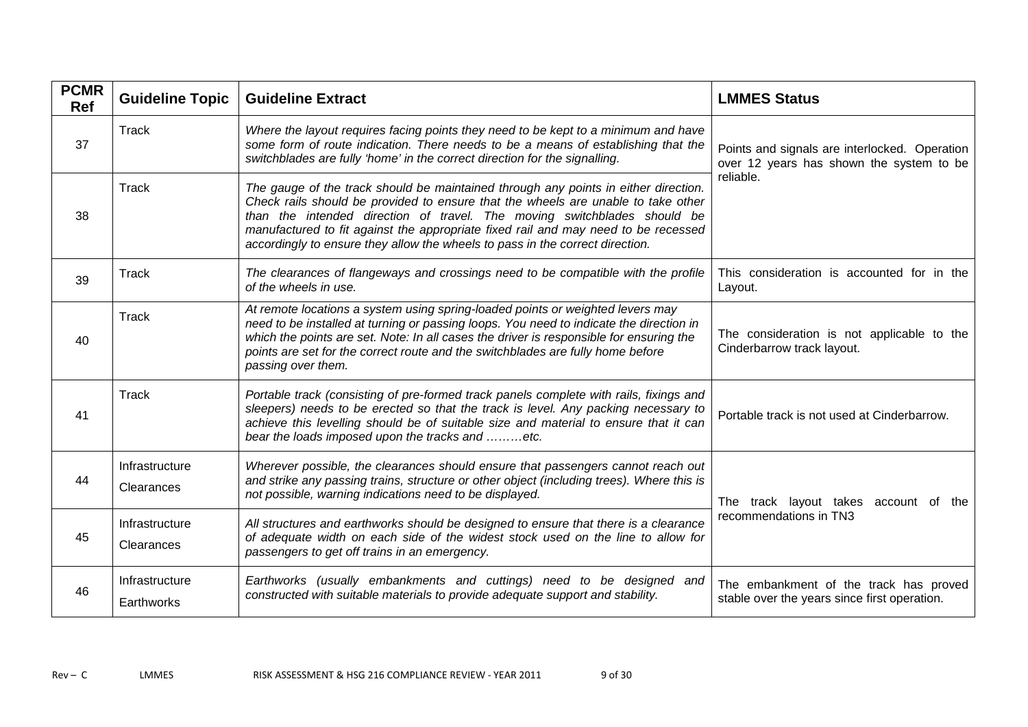| PCMR Ref | Guideline Topic | Guideline Extract | LMMES Status |
|---|---|---|---|
| 37 | Track | *Where the layout requires facing points they need to be kept to a minimum and have some form of route indication. There needs to be a means of establishing that the switchblades are fully 'home' in the correct direction for the signalling.* | Points and signals are interlocked. Operation over 12 years has shown the system to be reliable. |
| 38 | Track | *The gauge of the track should be maintained through any points in either direction. Check rails should be provided to ensure that the wheels are unable to take other than the intended direction of travel. The moving switchblades should be manufactured to fit against the appropriate fixed rail and may need to be recessed accordingly to ensure they allow the wheels to pass in the correct direction.* | |
| 39 | Track | *The clearances of flangeways and crossings need to be compatible with the profile of the wheels in use.* | This consideration is accounted for in the Layout. |
| 40 | Track | *At remote locations a system using spring-loaded points or weighted levers may need to be installed at turning or passing loops. You need to indicate the direction in which the points are set. Note: In all cases the driver is responsible for ensuring the points are set for the correct route and the switchblades are fully home before passing over them.* | The consideration is not applicable to the Cinderbarrow track layout. |
| 41 | Track | *Portable track (consisting of pre-formed track panels complete with rails, fixings and sleepers) needs to be erected so that the track is level. Any packing necessary to achieve this levelling should be of suitable size and material to ensure that it can bear the loads imposed upon the tracks and ………etc.* | Portable track is not used at Cinderbarrow. |
| 44 | Infrastructure Clearances | *Wherever possible, the clearances should ensure that passengers cannot reach out and strike any passing trains, structure or other object (including trees). Where this is not possible, warning indications need to be displayed.* | The track layout takes account of the recommendations in TN3 |
| 45 | Infrastructure Clearances | *All structures and earthworks should be designed to ensure that there is a clearance of adequate width on each side of the widest stock used on the line to allow for passengers to get off trains in an emergency.* | |
| 46 | Infrastructure Earthworks | *Earthworks (usually embankments and cuttings) need to be designed and constructed with suitable materials to provide adequate support and stability.* | The embankment of the track has proved stable over the years since first operation. |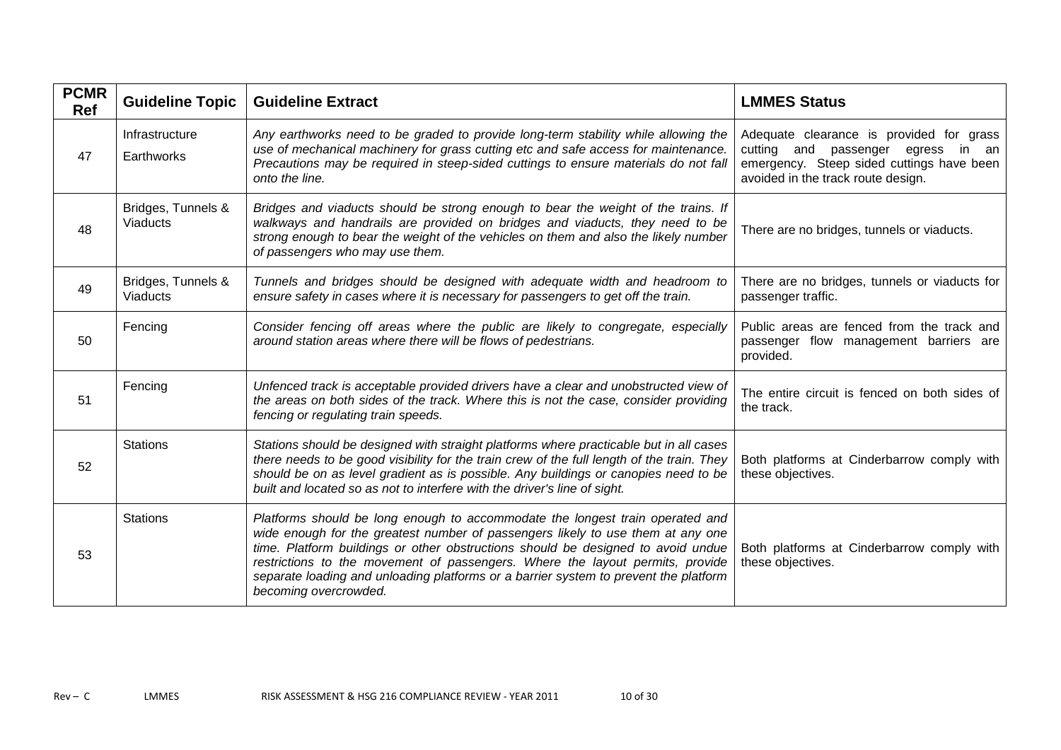| PCMR Ref | Guideline Topic | Guideline Extract | LMMES Status |
| --- | --- | --- | --- |
| 47 | Infrastructure Earthworks | *Any earthworks need to be graded to provide long-term stability while allowing the use of mechanical machinery for grass cutting etc and safe access for maintenance. Precautions may be required in steep-sided cuttings to ensure materials do not fall onto the line.* | Adequate clearance is provided for grass cutting and passenger egress in an emergency. Steep sided cuttings have been avoided in the track route design. |
| 48 | Bridges, Tunnels & Viaducts | *Bridges and viaducts should be strong enough to bear the weight of the trains. If walkways and handrails are provided on bridges and viaducts, they need to be strong enough to bear the weight of the vehicles on them and also the likely number of passengers who may use them.* | There are no bridges, tunnels or viaducts. |
| 49 | Bridges, Tunnels & Viaducts | *Tunnels and bridges should be designed with adequate width and headroom to ensure safety in cases where it is necessary for passengers to get off the train.* | There are no bridges, tunnels or viaducts for passenger traffic. |
| 50 | Fencing | *Consider fencing off areas where the public are likely to congregate, especially around station areas where there will be flows of pedestrians.* | Public areas are fenced from the track and passenger flow management barriers are provided. |
| 51 | Fencing | *Unfenced track is acceptable provided drivers have a clear and unobstructed view of the areas on both sides of the track. Where this is not the case, consider providing fencing or regulating train speeds.* | The entire circuit is fenced on both sides of the track. |
| 52 | Stations | *Stations should be designed with straight platforms where practicable but in all cases there needs to be good visibility for the train crew of the full length of the train. They should be on as level gradient as is possible. Any buildings or canopies need to be built and located so as not to interfere with the driver's line of sight.* | Both platforms at Cinderbarrow comply with these objectives. |
| 53 | Stations | *Platforms should be long enough to accommodate the longest train operated and wide enough for the greatest number of passengers likely to use them at any one time. Platform buildings or other obstructions should be designed to avoid undue restrictions to the movement of passengers. Where the layout permits, provide separate loading and unloading platforms or a barrier system to prevent the platform becoming overcrowded.* | Both platforms at Cinderbarrow comply with these objectives. |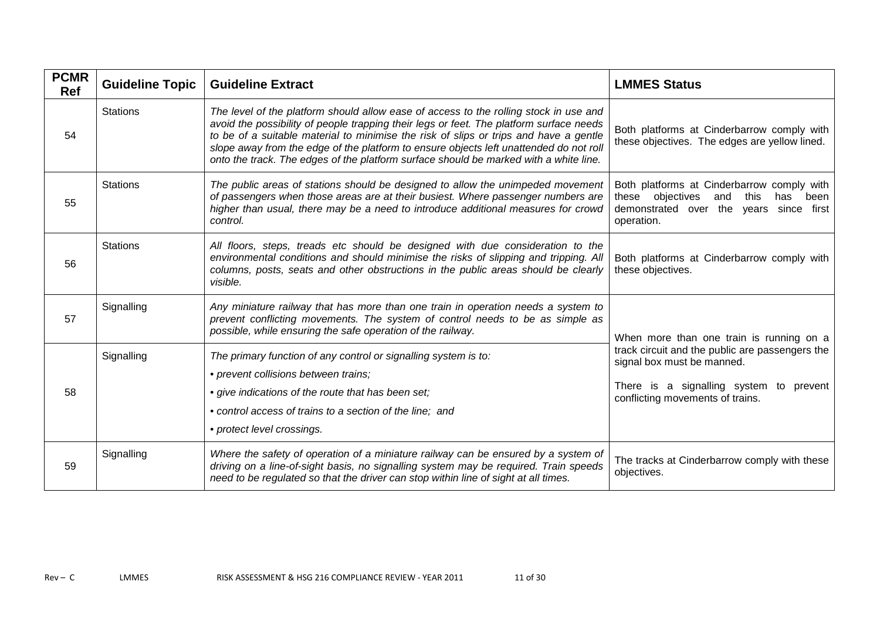| PCMR Ref | Guideline Topic | Guideline Extract | LMMES Status |
|---|---|---|---|
| 54 | Stations | *The level of the platform should allow ease of access to the rolling stock in use and avoid the possibility of people trapping their legs or feet. The platform surface needs to be of a suitable material to minimise the risk of slips or trips and have a gentle slope away from the edge of the platform to ensure objects left unattended do not roll onto the track. The edges of the platform surface should be marked with a white line.* | Both platforms at Cinderbarrow comply with these objectives. The edges are yellow lined. |
| 55 | Stations | *The public areas of stations should be designed to allow the unimpeded movement of passengers when those areas are at their busiest. Where passenger numbers are higher than usual, there may be a need to introduce additional measures for crowd control.* | Both platforms at Cinderbarrow comply with these objectives and this has been demonstrated over the years since first operation. |
| 56 | Stations | *All floors, steps, treads etc should be designed with due consideration to the environmental conditions and should minimise the risks of slipping and tripping. All columns, posts, seats and other obstructions in the public areas should be clearly visible.* | Both platforms at Cinderbarrow comply with these objectives. |
| 57 | Signalling | *Any miniature railway that has more than one train in operation needs a system to prevent conflicting movements. The system of control needs to be as simple as possible, while ensuring the safe operation of the railway.* | When more than one train is running on a track circuit and the public are passengers the signal box must be manned.<br><br>There is a signalling system to prevent conflicting movements of trains. |
| 58 | Signalling | *The primary function of any control or signalling system is to:*<br>*• prevent collisions between trains;*<br>*• give indications of the route that has been set;*<br>*• control access of trains to a section of the line; and*<br>*• protect level crossings.* | |
| 59 | Signalling | *Where the safety of operation of a miniature railway can be ensured by a system of driving on a line-of-sight basis, no signalling system may be required. Train speeds need to be regulated so that the driver can stop within line of sight at all times.* | The tracks at Cinderbarrow comply with these objectives. |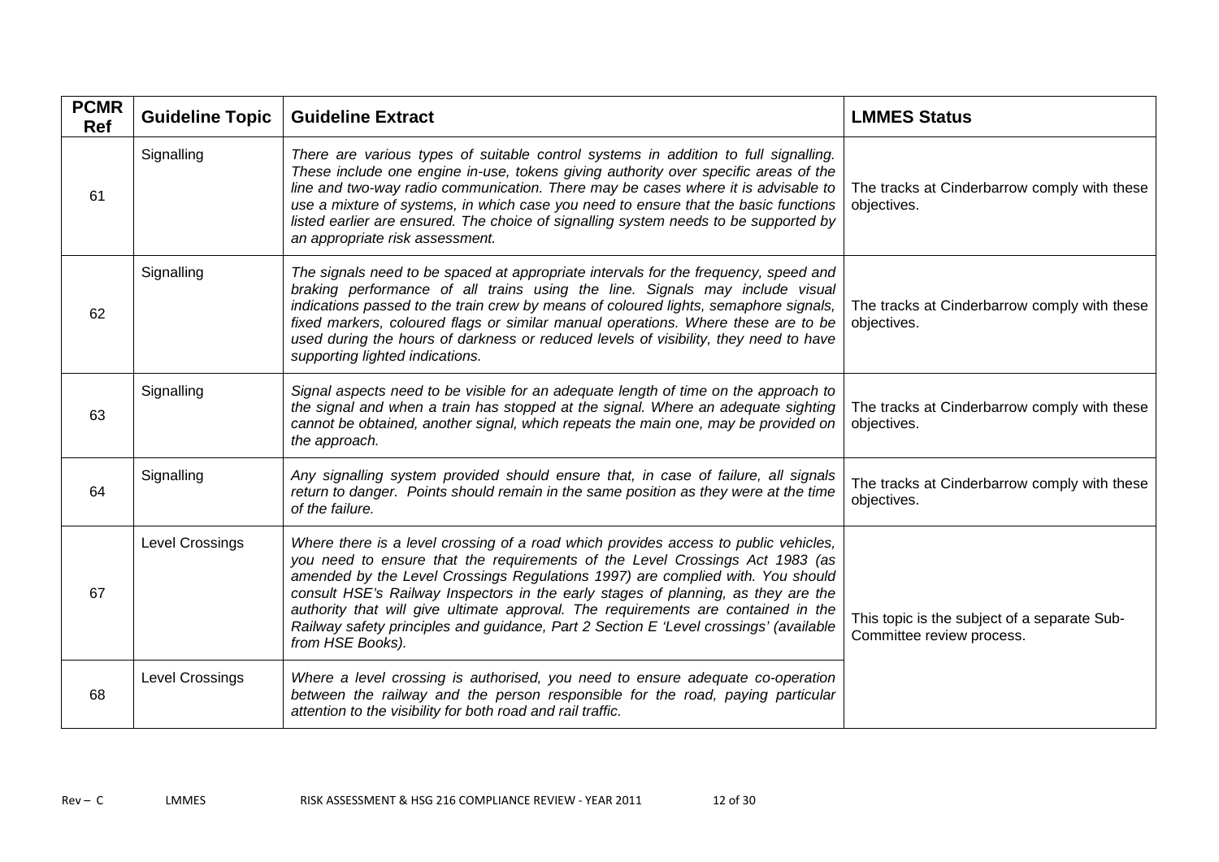| PCMR Ref | Guideline Topic | Guideline Extract | LMMES Status |
|---|---|---|---|
| 61 | Signalling | *There are various types of suitable control systems in addition to full signalling. These include one engine in-use, tokens giving authority over specific areas of the line and two-way radio communication. There may be cases where it is advisable to use a mixture of systems, in which case you need to ensure that the basic functions listed earlier are ensured. The choice of signalling system needs to be supported by an appropriate risk assessment.* | The tracks at Cinderbarrow comply with these objectives. |
| 62 | Signalling | *The signals need to be spaced at appropriate intervals for the frequency, speed and braking performance of all trains using the line. Signals may include visual indications passed to the train crew by means of coloured lights, semaphore signals, fixed markers, coloured flags or similar manual operations. Where these are to be used during the hours of darkness or reduced levels of visibility, they need to have supporting lighted indications.* | The tracks at Cinderbarrow comply with these objectives. |
| 63 | Signalling | *Signal aspects need to be visible for an adequate length of time on the approach to the signal and when a train has stopped at the signal. Where an adequate sighting cannot be obtained, another signal, which repeats the main one, may be provided on the approach.* | The tracks at Cinderbarrow comply with these objectives. |
| 64 | Signalling | *Any signalling system provided should ensure that, in case of failure, all signals return to danger. Points should remain in the same position as they were at the time of the failure.* | The tracks at Cinderbarrow comply with these objectives. |
| 67 | Level Crossings | *Where there is a level crossing of a road which provides access to public vehicles, you need to ensure that the requirements of the Level Crossings Act 1983 (as amended by the Level Crossings Regulations 1997) are complied with. You should consult HSE's Railway Inspectors in the early stages of planning, as they are the authority that will give ultimate approval. The requirements are contained in the Railway safety principles and guidance, Part 2 Section E 'Level crossings' (available from HSE Books).* | This topic is the subject of a separate Sub-Committee review process. |
| 68 | Level Crossings | *Where a level crossing is authorised, you need to ensure adequate co-operation between the railway and the person responsible for the road, paying particular attention to the visibility for both road and rail traffic.* | |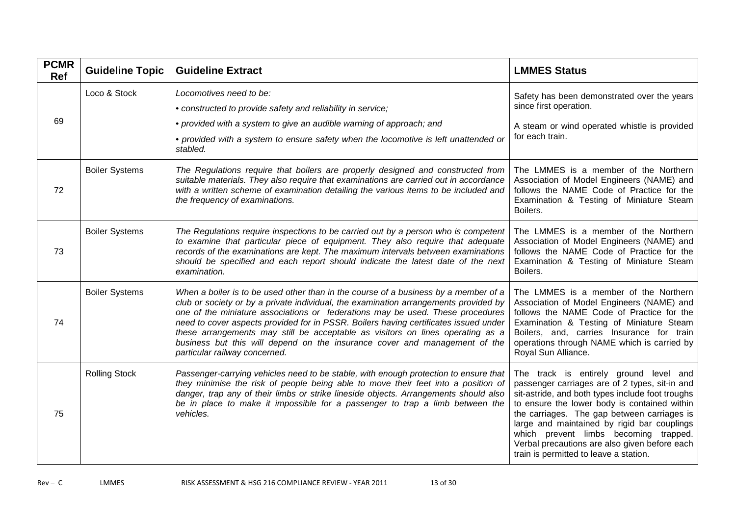| PCMR Ref | Guideline Topic | Guideline Extract | LMMES Status |
|---|---|---|---|
| 69 | Loco & Stock | *Locomotives need to be:* <br> *• constructed to provide safety and reliability in service;* <br> *• provided with a system to give an audible warning of approach; and* <br> *• provided with a system to ensure safety when the locomotive is left unattended or stabled.* | Safety has been demonstrated over the years since first operation. <br> A steam or wind operated whistle is provided for each train. |
| 72 | Boiler Systems | *The Regulations require that boilers are properly designed and constructed from suitable materials. They also require that examinations are carried out in accordance with a written scheme of examination detailing the various items to be included and the frequency of examinations.* | The LMMES is a member of the Northern Association of Model Engineers (NAME) and follows the NAME Code of Practice for the Examination & Testing of Miniature Steam Boilers. |
| 73 | Boiler Systems | *The Regulations require inspections to be carried out by a person who is competent to examine that particular piece of equipment. They also require that adequate records of the examinations are kept. The maximum intervals between examinations should be specified and each report should indicate the latest date of the next examination.* | The LMMES is a member of the Northern Association of Model Engineers (NAME) and follows the NAME Code of Practice for the Examination & Testing of Miniature Steam Boilers. |
| 74 | Boiler Systems | *When a boiler is to be used other than in the course of a business by a member of a club or society or by a private individual, the examination arrangements provided by one of the miniature associations or federations may be used. These procedures need to cover aspects provided for in PSSR. Boilers having certificates issued under these arrangements may still be acceptable as visitors on lines operating as a business but this will depend on the insurance cover and management of the particular railway concerned.* | The LMMES is a member of the Northern Association of Model Engineers (NAME) and follows the NAME Code of Practice for the Examination & Testing of Miniature Steam Boilers, and, carries Insurance for train operations through NAME which is carried by Royal Sun Alliance. |
| 75 | Rolling Stock | *Passenger-carrying vehicles need to be stable, with enough protection to ensure that they minimise the risk of people being able to move their feet into a position of danger, trap any of their limbs or strike lineside objects. Arrangements should also be in place to make it impossible for a passenger to trap a limb between the vehicles.* | The track is entirely ground level and passenger carriages are of 2 types, sit-in and sit-astride, and both types include foot troughs to ensure the lower body is contained within the carriages. The gap between carriages is large and maintained by rigid bar couplings which prevent limbs becoming trapped. Verbal precautions are also given before each train is permitted to leave a station. |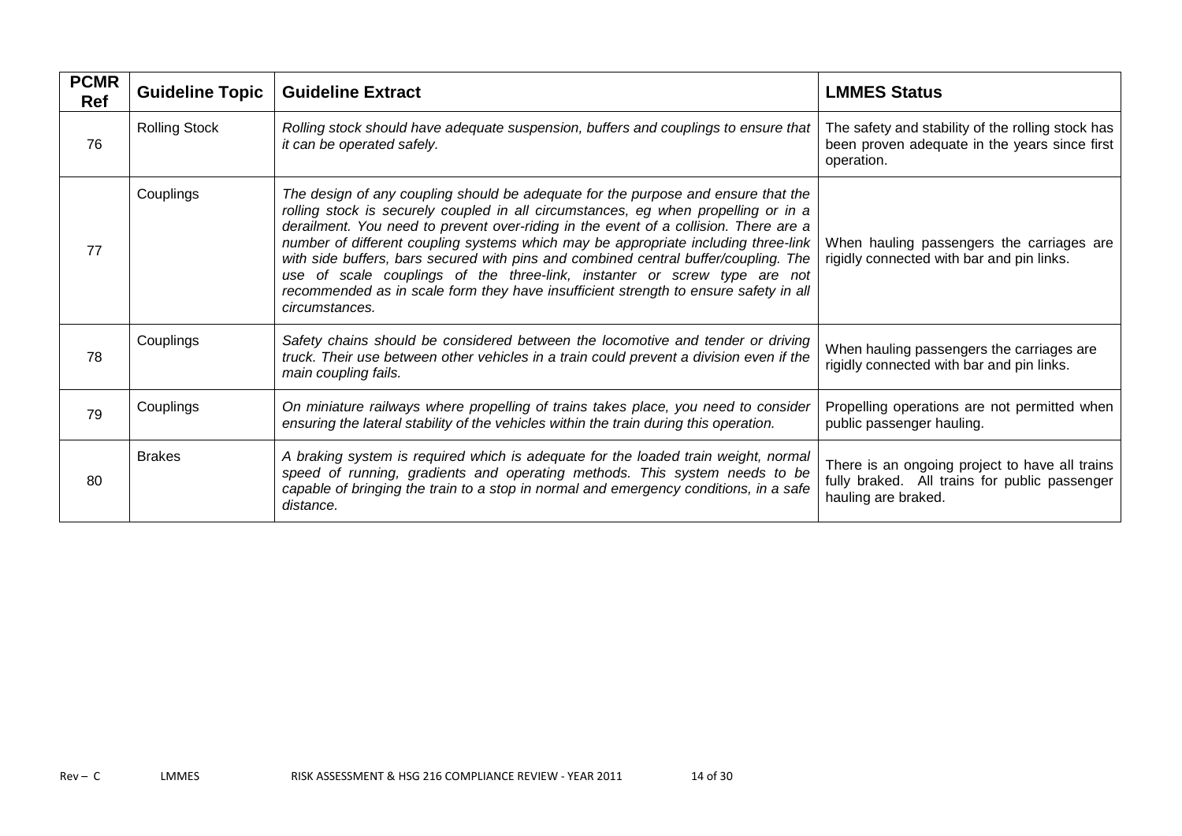| PCMR Ref | Guideline Topic | Guideline Extract | LMMES Status |
|---|---|---|---|
| 76 | Rolling Stock | *Rolling stock should have adequate suspension, buffers and couplings to ensure that it can be operated safely.* | The safety and stability of the rolling stock has been proven adequate in the years since first operation. |
| 77 | Couplings | *The design of any coupling should be adequate for the purpose and ensure that the rolling stock is securely coupled in all circumstances, eg when propelling or in a derailment. You need to prevent over-riding in the event of a collision. There are a number of different coupling systems which may be appropriate including three-link with side buffers, bars secured with pins and combined central buffer/coupling. The use of scale couplings of the three-link, instanter or screw type are not recommended as in scale form they have insufficient strength to ensure safety in all circumstances.* | When hauling passengers the carriages are rigidly connected with bar and pin links. |
| 78 | Couplings | *Safety chains should be considered between the locomotive and tender or driving truck. Their use between other vehicles in a train could prevent a division even if the main coupling fails.* | When hauling passengers the carriages are rigidly connected with bar and pin links. |
| 79 | Couplings | *On miniature railways where propelling of trains takes place, you need to consider ensuring the lateral stability of the vehicles within the train during this operation.* | Propelling operations are not permitted when public passenger hauling. |
| 80 | Brakes | *A braking system is required which is adequate for the loaded train weight, normal speed of running, gradients and operating methods. This system needs to be capable of bringing the train to a stop in normal and emergency conditions, in a safe distance.* | There is an ongoing project to have all trains fully braked. All trains for public passenger hauling are braked. |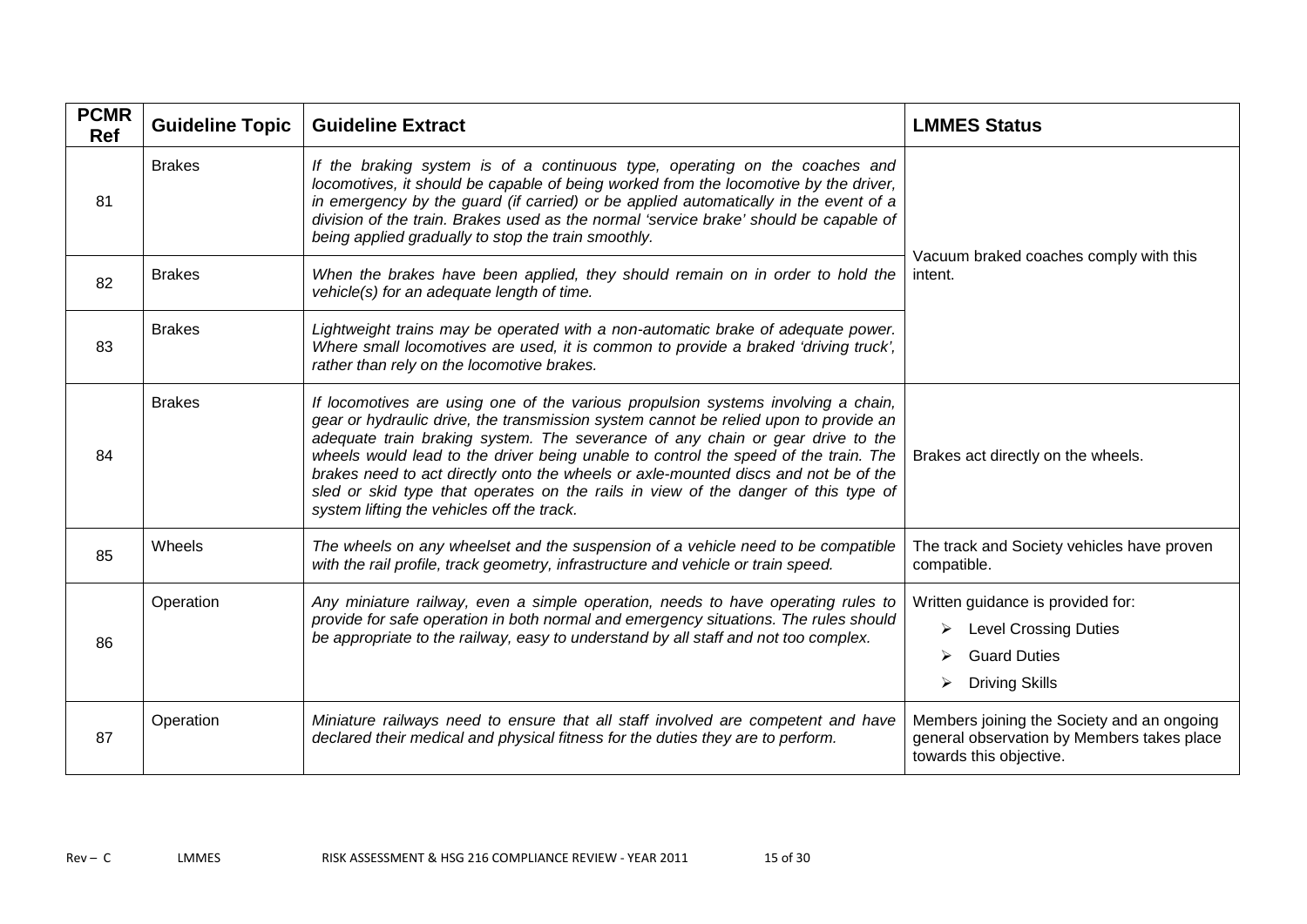| PCMR Ref | Guideline Topic | Guideline Extract | LMMES Status |
|---|---|---|---|
| 81 | Brakes | *If the braking system is of a continuous type, operating on the coaches and locomotives, it should be capable of being worked from the locomotive by the driver, in emergency by the guard (if carried) or be applied automatically in the event of a division of the train. Brakes used as the normal 'service brake' should be capable of being applied gradually to stop the train smoothly.* | Vacuum braked coaches comply with this intent. |
| 82 | Brakes | *When the brakes have been applied, they should remain on in order to hold the vehicle(s) for an adequate length of time.* | |
| 83 | Brakes | *Lightweight trains may be operated with a non-automatic brake of adequate power. Where small locomotives are used, it is common to provide a braked 'driving truck', rather than rely on the locomotive brakes.* | |
| 84 | Brakes | *If locomotives are using one of the various propulsion systems involving a chain, gear or hydraulic drive, the transmission system cannot be relied upon to provide an adequate train braking system. The severance of any chain or gear drive to the wheels would lead to the driver being unable to control the speed of the train. The brakes need to act directly onto the wheels or axle-mounted discs and not be of the sled or skid type that operates on the rails in view of the danger of this type of system lifting the vehicles off the track.* | Brakes act directly on the wheels. |
| 85 | Wheels | *The wheels on any wheelset and the suspension of a vehicle need to be compatible with the rail profile, track geometry, infrastructure and vehicle or train speed.* | The track and Society vehicles have proven compatible. |
| 86 | Operation | *Any miniature railway, even a simple operation, needs to have operating rules to provide for safe operation in both normal and emergency situations. The rules should be appropriate to the railway, easy to understand by all staff and not too complex.* | Written guidance is provided for:<br>➢ Level Crossing Duties<br>➢ Guard Duties<br>➢ Driving Skills |
| 87 | Operation | *Miniature railways need to ensure that all staff involved are competent and have declared their medical and physical fitness for the duties they are to perform.* | Members joining the Society and an ongoing general observation by Members takes place towards this objective. |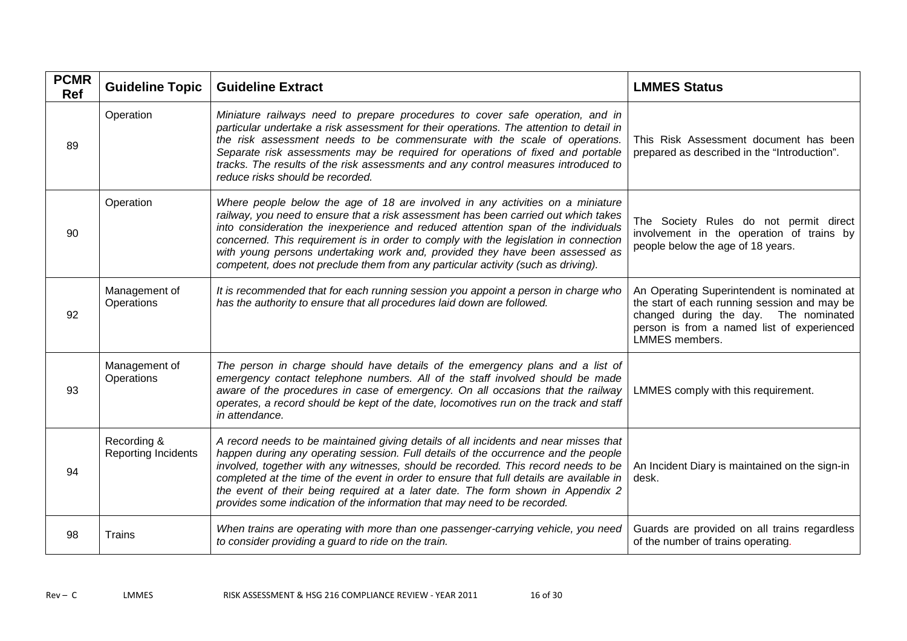| PCMR Ref | Guideline Topic | Guideline Extract | LMMES Status |
|---|---|---|---|
| 89 | Operation | *Miniature railways need to prepare procedures to cover safe operation, and in particular undertake a risk assessment for their operations. The attention to detail in the risk assessment needs to be commensurate with the scale of operations. Separate risk assessments may be required for operations of fixed and portable tracks. The results of the risk assessments and any control measures introduced to reduce risks should be recorded.* | This Risk Assessment document has been prepared as described in the "Introduction". |
| 90 | Operation | *Where people below the age of 18 are involved in any activities on a miniature railway, you need to ensure that a risk assessment has been carried out which takes into consideration the inexperience and reduced attention span of the individuals concerned. This requirement is in order to comply with the legislation in connection with young persons undertaking work and, provided they have been assessed as competent, does not preclude them from any particular activity (such as driving).* | The Society Rules do not permit direct involvement in the operation of trains by people below the age of 18 years. |
| 92 | Management of Operations | *It is recommended that for each running session you appoint a person in charge who has the authority to ensure that all procedures laid down are followed.* | An Operating Superintendent is nominated at the start of each running session and may be changed during the day. The nominated person is from a named list of experienced LMMES members. |
| 93 | Management of Operations | *The person in charge should have details of the emergency plans and a list of emergency contact telephone numbers. All of the staff involved should be made aware of the procedures in case of emergency. On all occasions that the railway operates, a record should be kept of the date, locomotives run on the track and staff in attendance.* | LMMES comply with this requirement. |
| 94 | Recording & Reporting Incidents | *A record needs to be maintained giving details of all incidents and near misses that happen during any operating session. Full details of the occurrence and the people involved, together with any witnesses, should be recorded. This record needs to be completed at the time of the event in order to ensure that full details are available in the event of their being required at a later date. The form shown in Appendix 2 provides some indication of the information that may need to be recorded.* | An Incident Diary is maintained on the sign-in desk. |
| 98 | Trains | *When trains are operating with more than one passenger-carrying vehicle, you need to consider providing a guard to ride on the train.* | Guards are provided on all trains regardless of the number of trains operating. |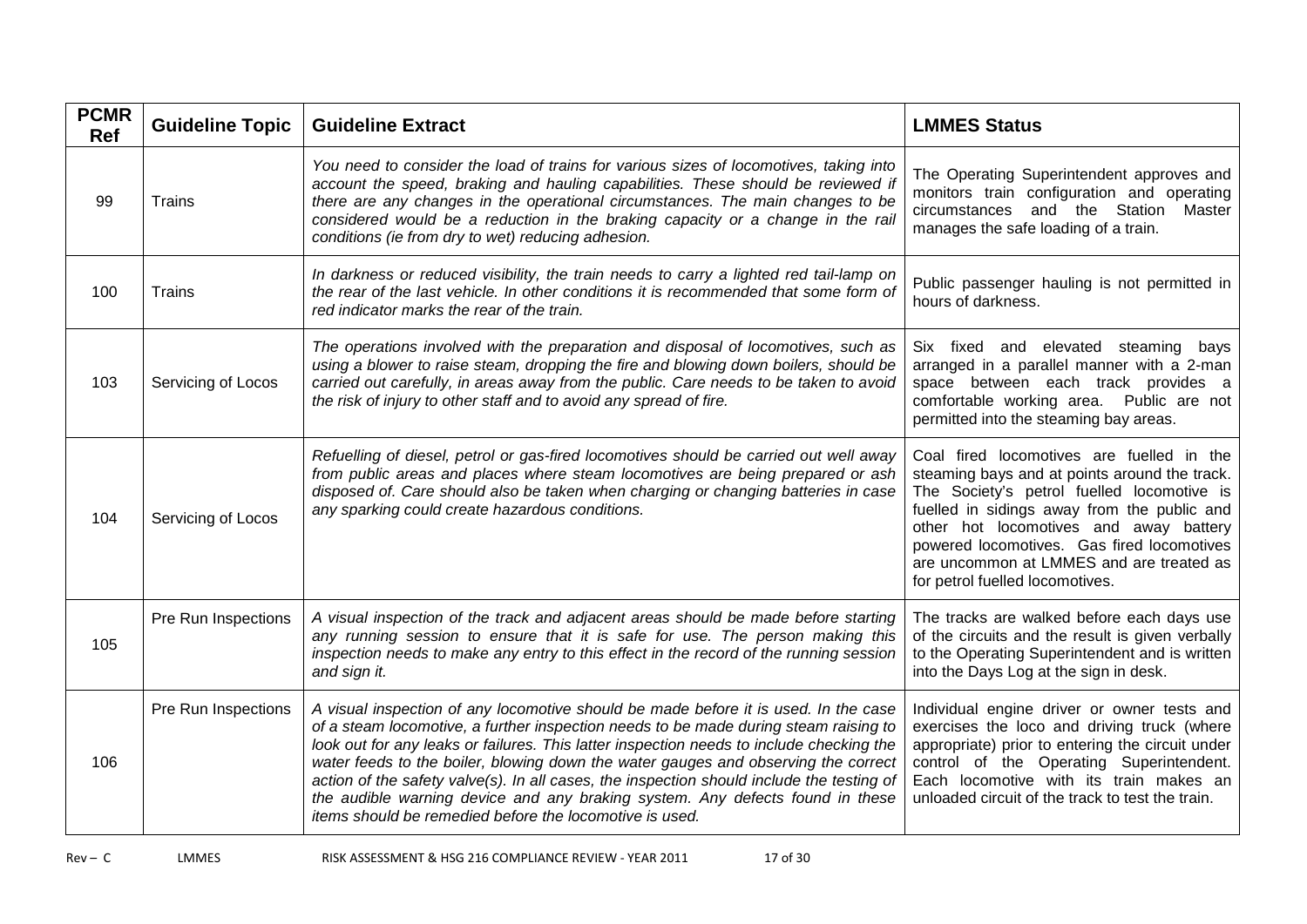| PCMR Ref | Guideline Topic | Guideline Extract | LMMES Status |
|---|---|---|---|
| 99 | Trains | *You need to consider the load of trains for various sizes of locomotives, taking into account the speed, braking and hauling capabilities. These should be reviewed if there are any changes in the operational circumstances. The main changes to be considered would be a reduction in the braking capacity or a change in the rail conditions (ie from dry to wet) reducing adhesion.* | The Operating Superintendent approves and monitors train configuration and operating circumstances and the Station Master manages the safe loading of a train. |
| 100 | Trains | *In darkness or reduced visibility, the train needs to carry a lighted red tail-lamp on the rear of the last vehicle. In other conditions it is recommended that some form of red indicator marks the rear of the train.* | Public passenger hauling is not permitted in hours of darkness. |
| 103 | Servicing of Locos | *The operations involved with the preparation and disposal of locomotives, such as using a blower to raise steam, dropping the fire and blowing down boilers, should be carried out carefully, in areas away from the public. Care needs to be taken to avoid the risk of injury to other staff and to avoid any spread of fire.* | Six fixed and elevated steaming bays arranged in a parallel manner with a 2-man space between each track provides a comfortable working area. Public are not permitted into the steaming bay areas. |
| 104 | Servicing of Locos | *Refuelling of diesel, petrol or gas-fired locomotives should be carried out well away from public areas and places where steam locomotives are being prepared or ash disposed of. Care should also be taken when charging or changing batteries in case any sparking could create hazardous conditions.* | Coal fired locomotives are fuelled in the steaming bays and at points around the track. The Society's petrol fuelled locomotive is fuelled in sidings away from the public and other hot locomotives and away battery powered locomotives. Gas fired locomotives are uncommon at LMMES and are treated as for petrol fuelled locomotives. |
| 105 | Pre Run Inspections | *A visual inspection of the track and adjacent areas should be made before starting any running session to ensure that it is safe for use. The person making this inspection needs to make any entry to this effect in the record of the running session and sign it.* | The tracks are walked before each days use of the circuits and the result is given verbally to the Operating Superintendent and is written into the Days Log at the sign in desk. |
| 106 | Pre Run Inspections | *A visual inspection of any locomotive should be made before it is used. In the case of a steam locomotive, a further inspection needs to be made during steam raising to look out for any leaks or failures. This latter inspection needs to include checking the water feeds to the boiler, blowing down the water gauges and observing the correct action of the safety valve(s). In all cases, the inspection should include the testing of the audible warning device and any braking system. Any defects found in these items should be remedied before the locomotive is used.* | Individual engine driver or owner tests and exercises the loco and driving truck (where appropriate) prior to entering the circuit under control of the Operating Superintendent. Each locomotive with its train makes an unloaded circuit of the track to test the train. |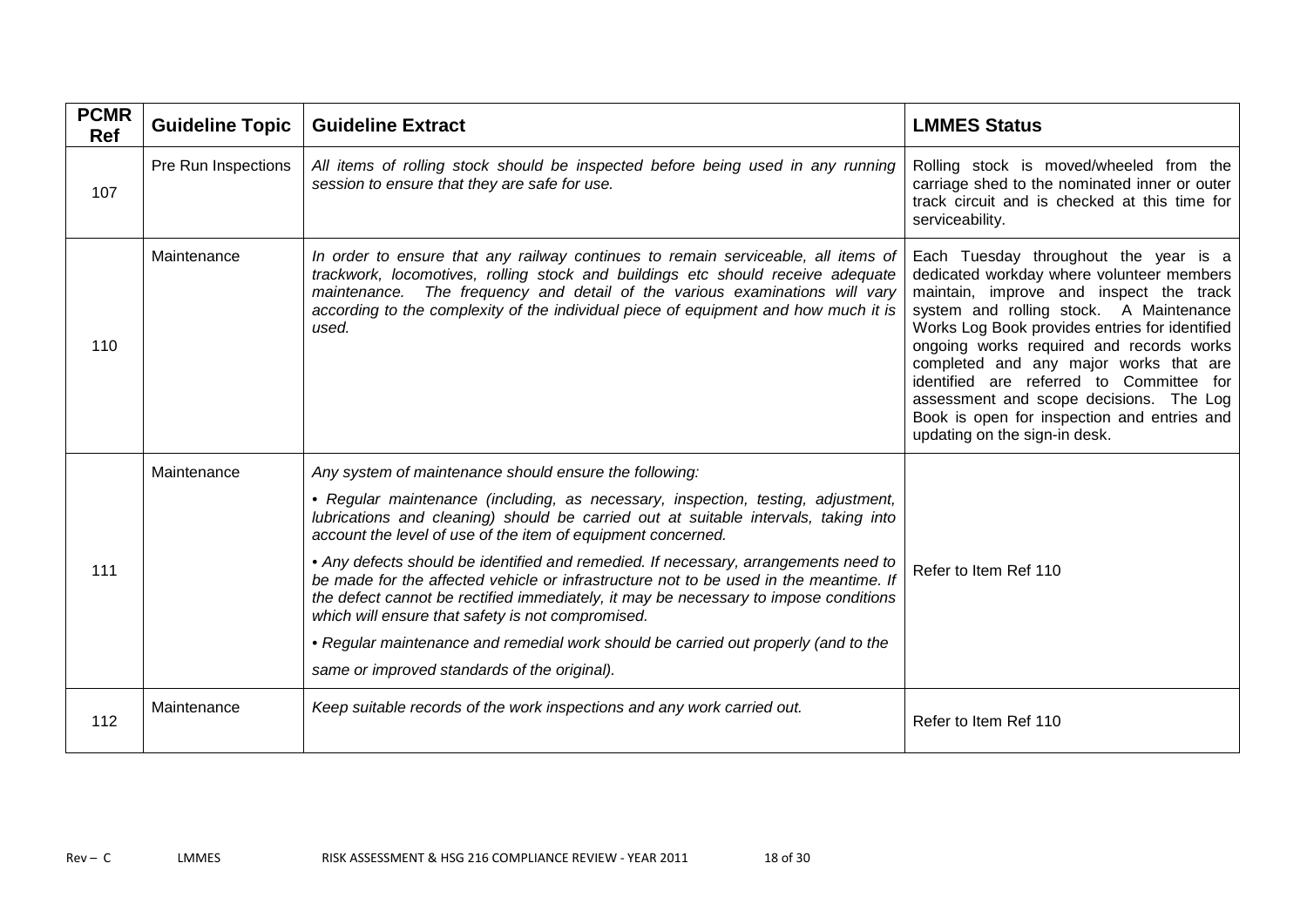| PCMR Ref | Guideline Topic | Guideline Extract | LMMES Status |
|---|---|---|---|
| 107 | Pre Run Inspections | *All items of rolling stock should be inspected before being used in any running session to ensure that they are safe for use.* | Rolling stock is moved/wheeled from the carriage shed to the nominated inner or outer track circuit and is checked at this time for serviceability. |
| 110 | Maintenance | *In order to ensure that any railway continues to remain serviceable, all items of trackwork, locomotives, rolling stock and buildings etc should receive adequate maintenance. The frequency and detail of the various examinations will vary according to the complexity of the individual piece of equipment and how much it is used.* | Each Tuesday throughout the year is a dedicated workday where volunteer members maintain, improve and inspect the track system and rolling stock. A Maintenance Works Log Book provides entries for identified ongoing works required and records works completed and any major works that are identified are referred to Committee for assessment and scope decisions. The Log Book is open for inspection and entries and updating on the sign-in desk. |
| 111 | Maintenance | *Any system of maintenance should ensure the following:*<br><br>*• Regular maintenance (including, as necessary, inspection, testing, adjustment, lubrications and cleaning) should be carried out at suitable intervals, taking into account the level of use of the item of equipment concerned.*<br><br>*• Any defects should be identified and remedied. If necessary, arrangements need to be made for the affected vehicle or infrastructure not to be used in the meantime. If the defect cannot be rectified immediately, it may be necessary to impose conditions which will ensure that safety is not compromised.*<br><br>*• Regular maintenance and remedial work should be carried out properly (and to the same or improved standards of the original).* | Refer to Item Ref 110 |
| 112 | Maintenance | *Keep suitable records of the work inspections and any work carried out.* | Refer to Item Ref 110 |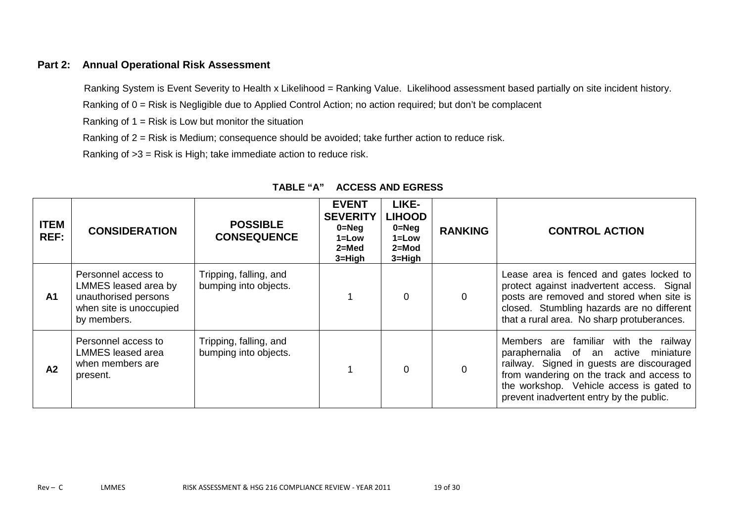## Part 2: Annual Operational Risk Assessment

Ranking System is Event Severity to Health x Likelihood = Ranking Value. Likelihood assessment based partially on site incident history.

Ranking of 0 = Risk is Negligible due to Applied Control Action; no action required; but don't be complacent

Ranking of 1 = Risk is Low but monitor the situation

Ranking of 2 = Risk is Medium; consequence should be avoided; take further action to reduce risk.

Ranking of >3 = Risk is High; take immediate action to reduce risk.

### TABLE "A" ACCESS AND EGRESS

| ITEM REF: | CONSIDERATION | POSSIBLE CONSEQUENCE | EVENT SEVERITY 0=Neg 1=Low 2=Med 3=High | LIKE-LIHOOD 0=Neg 1=Low 2=Mod 3=High | RANKING | CONTROL ACTION |
|---|---|---|---|---|---|---|
| A1 | Personnel access to LMMES leased area by unauthorised persons when site is unoccupied by members. | Tripping, falling, and bumping into objects. | 1 | 0 | 0 | Lease area is fenced and gates locked to protect against inadvertent access. Signal posts are removed and stored when site is closed. Stumbling hazards are no different that a rural area. No sharp protuberances. |
| A2 | Personnel access to LMMES leased area when members are present. | Tripping, falling, and bumping into objects. | 1 | 0 | 0 | Members are familiar with the railway paraphernalia of an active miniature railway. Signed in guests are discouraged from wandering on the track and access to the workshop. Vehicle access is gated to prevent inadvertent entry by the public. |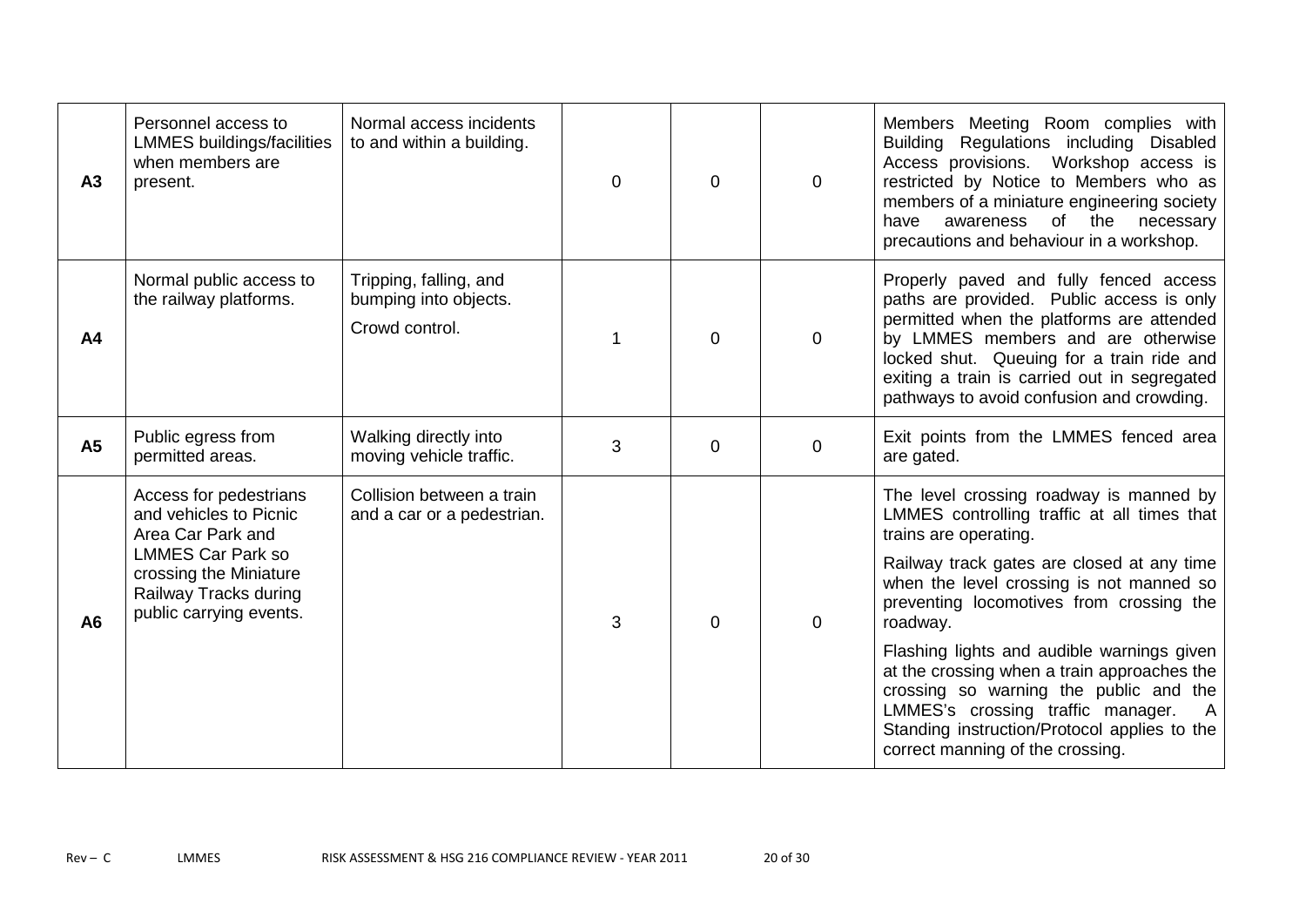| | | | | | | |
|---|---|---|---|---|---|---|
| **A3** | Personnel access to LMMES buildings/facilities when members are present. | Normal access incidents to and within a building. | 0 | 0 | 0 | Members Meeting Room complies with Building Regulations including Disabled Access provisions. Workshop access is restricted by Notice to Members who as members of a miniature engineering society have awareness of the necessary precautions and behaviour in a workshop. |
| **A4** | Normal public access to the railway platforms. | Tripping, falling, and bumping into objects.<br><br>Crowd control. | 1 | 0 | 0 | Properly paved and fully fenced access paths are provided. Public access is only permitted when the platforms are attended by LMMES members and are otherwise locked shut. Queuing for a train ride and exiting a train is carried out in segregated pathways to avoid confusion and crowding. |
| **A5** | Public egress from permitted areas. | Walking directly into moving vehicle traffic. | 3 | 0 | 0 | Exit points from the LMMES fenced area are gated. |
| **A6** | Access for pedestrians and vehicles to Picnic Area Car Park and LMMES Car Park so crossing the Miniature Railway Tracks during public carrying events. | Collision between a train and a car or a pedestrian. | 3 | 0 | 0 | The level crossing roadway is manned by LMMES controlling traffic at all times that trains are operating.<br><br>Railway track gates are closed at any time when the level crossing is not manned so preventing locomotives from crossing the roadway.<br><br>Flashing lights and audible warnings given at the crossing when a train approaches the crossing so warning the public and the LMMES's crossing traffic manager. A Standing instruction/Protocol applies to the correct manning of the crossing. |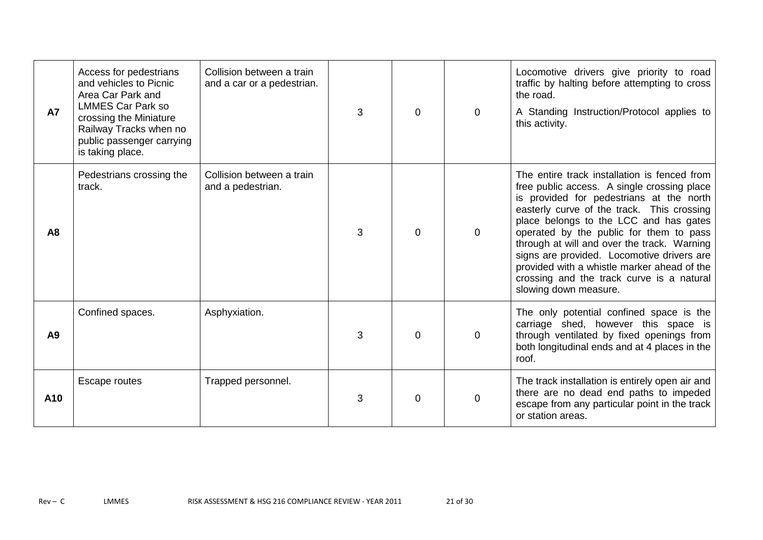| | | | | | | |
|---|---|---|---|---|---|---|
| **A7** | Access for pedestrians and vehicles to Picnic Area Car Park and LMMES Car Park so crossing the Miniature Railway Tracks when no public passenger carrying is taking place. | Collision between a train and a car or a pedestrian. | 3 | 0 | 0 | Locomotive drivers give priority to road traffic by halting before attempting to cross the road. A Standing Instruction/Protocol applies to this activity. |
| **A8** | Pedestrians crossing the track. | Collision between a train and a pedestrian. | 3 | 0 | 0 | The entire track installation is fenced from free public access. A single crossing place is provided for pedestrians at the north easterly curve of the track. This crossing place belongs to the LCC and has gates operated by the public for them to pass through at will and over the track. Warning signs are provided. Locomotive drivers are provided with a whistle marker ahead of the crossing and the track curve is a natural slowing down measure. |
| **A9** | Confined spaces. | Asphyxiation. | 3 | 0 | 0 | The only potential confined space is the carriage shed, however this space is through ventilated by fixed openings from both longitudinal ends and at 4 places in the roof. |
| **A10** | Escape routes | Trapped personnel. | 3 | 0 | 0 | The track installation is entirely open air and there are no dead end paths to impeded escape from any particular point in the track or station areas. |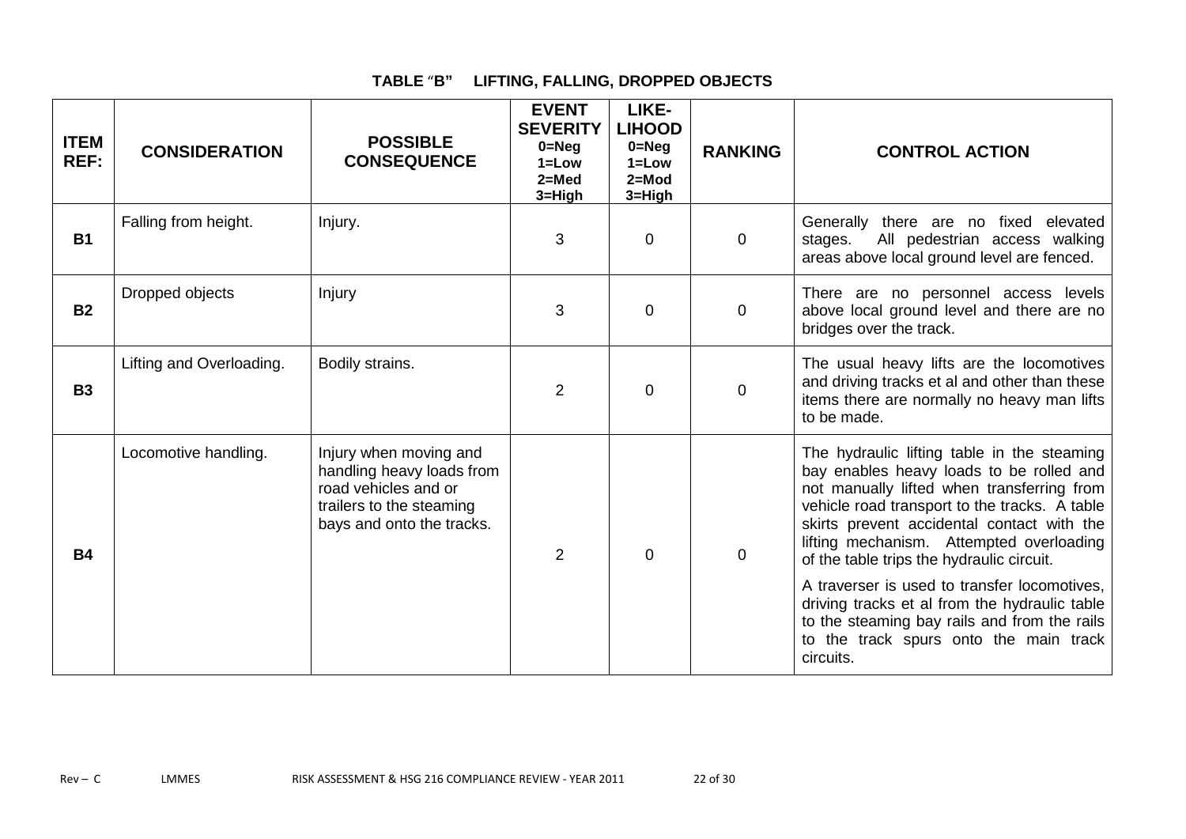### TABLE "B" LIFTING, FALLING, DROPPED OBJECTS

| ITEM REF: | CONSIDERATION | POSSIBLE CONSEQUENCE | EVENT SEVERITY 0=Neg 1=Low 2=Med 3=High | LIKE-LIHOOD 0=Neg 1=Low 2=Mod 3=High | RANKING | CONTROL ACTION |
|---|---|---|---|---|---|---|
| **B1** | Falling from height. | Injury. | 3 | 0 | 0 | Generally there are no fixed elevated stages. All pedestrian access walking areas above local ground level are fenced. |
| **B2** | Dropped objects | Injury | 3 | 0 | 0 | There are no personnel access levels above local ground level and there are no bridges over the track. |
| **B3** | Lifting and Overloading. | Bodily strains. | 2 | 0 | 0 | The usual heavy lifts are the locomotives and driving tracks et al and other than these items there are normally no heavy man lifts to be made. |
| **B4** | Locomotive handling. | Injury when moving and handling heavy loads from road vehicles and or trailers to the steaming bays and onto the tracks. | 2 | 0 | 0 | The hydraulic lifting table in the steaming bay enables heavy loads to be rolled and not manually lifted when transferring from vehicle road transport to the tracks. A table skirts prevent accidental contact with the lifting mechanism. Attempted overloading of the table trips the hydraulic circuit. A traverser is used to transfer locomotives, driving tracks et al from the hydraulic table to the steaming bay rails and from the rails to the track spurs onto the main track circuits. |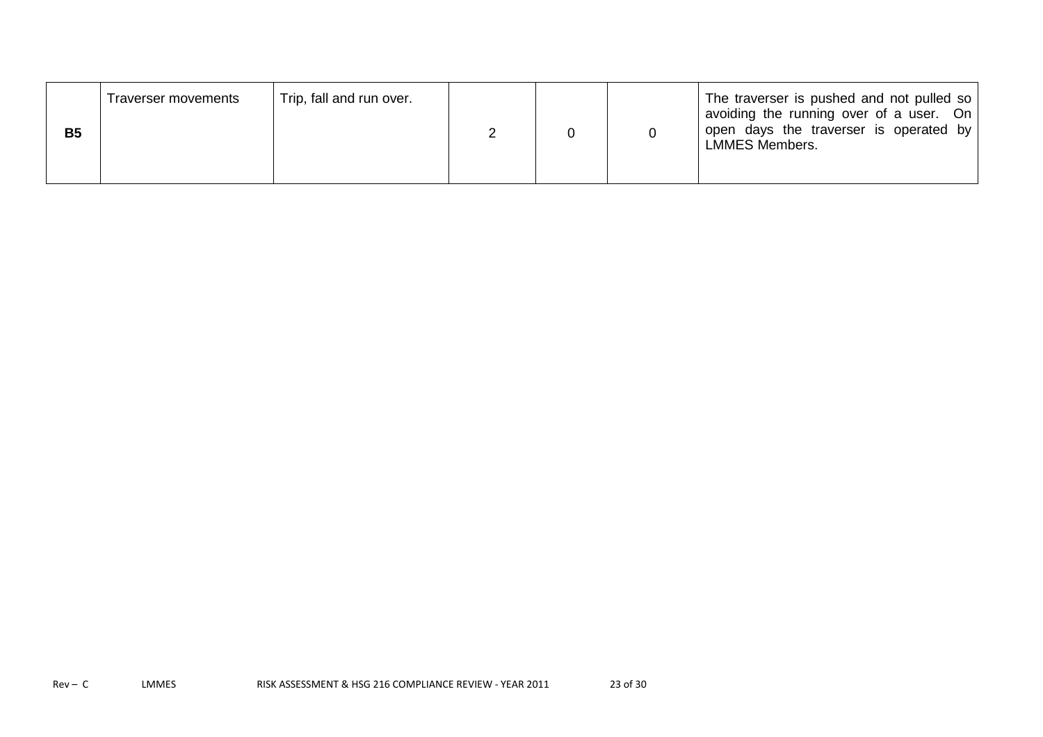| | | | | | | |
|---|---|---|---|---|---|---|
| **B5** | Traverser movements | Trip, fall and run over. | 2 | 0 | 0 | The traverser is pushed and not pulled so avoiding the running over of a user. On open days the traverser is operated by LMMES Members. |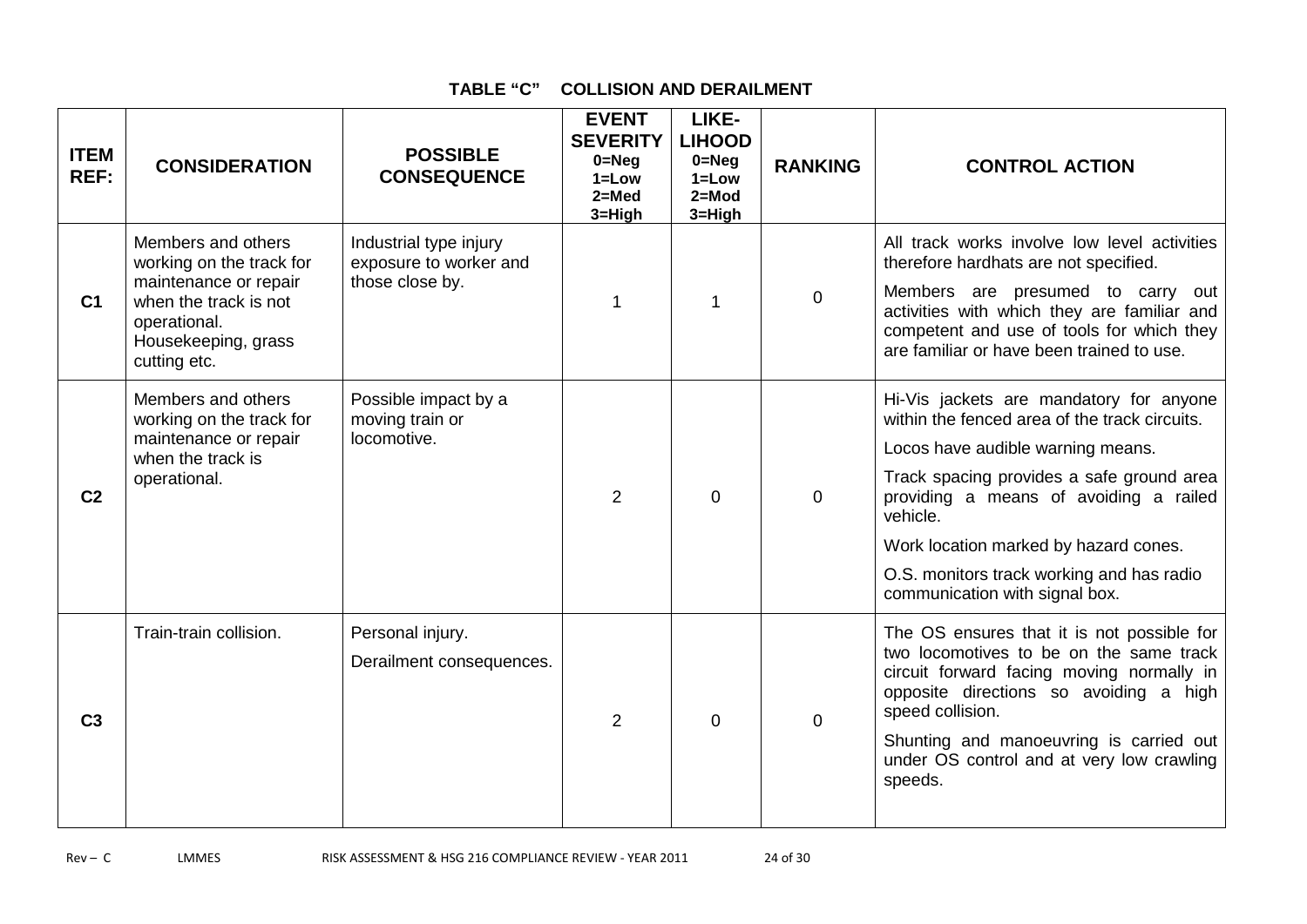## TABLE "C" COLLISION AND DERAILMENT

| ITEM REF: | CONSIDERATION | POSSIBLE CONSEQUENCE | EVENT SEVERITY 0=Neg 1=Low 2=Med 3=High | LIKE-LIHOOD 0=Neg 1=Low 2=Mod 3=High | RANKING | CONTROL ACTION |
|---|---|---|---|---|---|---|
| C1 | Members and others working on the track for maintenance or repair when the track is not operational. Housekeeping, grass cutting etc. | Industrial type injury exposure to worker and those close by. | 1 | 1 | 0 | All track works involve low level activities therefore hardhats are not specified.<br><br>Members are presumed to carry out activities with which they are familiar and competent and use of tools for which they are familiar or have been trained to use. |
| C2 | Members and others working on the track for maintenance or repair when the track is operational. | Possible impact by a moving train or locomotive. | 2 | 0 | 0 | Hi-Vis jackets are mandatory for anyone within the fenced area of the track circuits.<br><br>Locos have audible warning means.<br><br>Track spacing provides a safe ground area providing a means of avoiding a railed vehicle.<br><br>Work location marked by hazard cones.<br><br>O.S. monitors track working and has radio communication with signal box. |
| C3 | Train-train collision. | Personal injury.<br><br>Derailment consequences. | 2 | 0 | 0 | The OS ensures that it is not possible for two locomotives to be on the same track circuit forward facing moving normally in opposite directions so avoiding a high speed collision.<br><br>Shunting and manoeuvring is carried out under OS control and at very low crawling speeds. |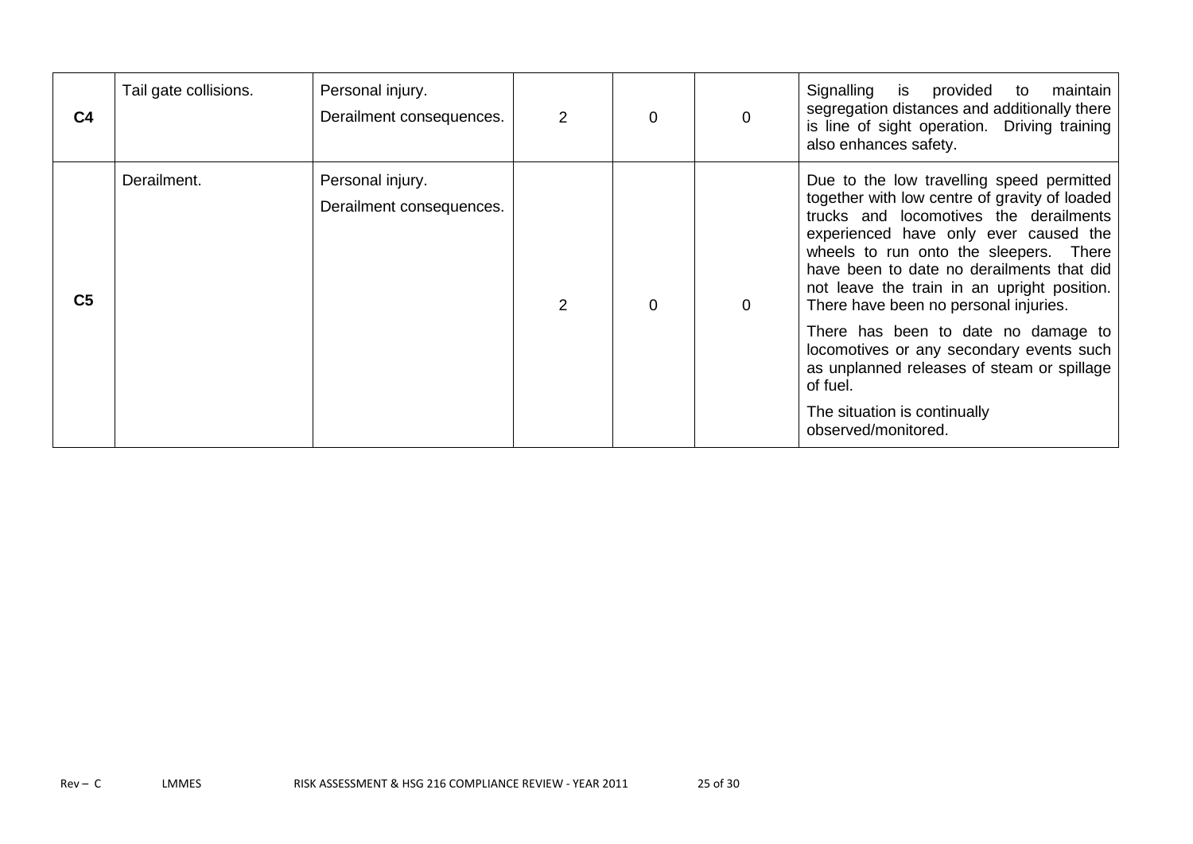| C4 | Tail gate collisions. | Personal injury.<br>Derailment consequences. | 2 | 0 | 0 | Signalling is provided to maintain segregation distances and additionally there is line of sight operation. Driving training also enhances safety. |
|---|---|---|---|---|---|---|
| C5 | Derailment. | Personal injury.<br>Derailment consequences. | 2 | 0 | 0 | Due to the low travelling speed permitted together with low centre of gravity of loaded trucks and locomotives the derailments experienced have only ever caused the wheels to run onto the sleepers. There have been to date no derailments that did not leave the train in an upright position. There have been no personal injuries.<br><br>There has been to date no damage to locomotives or any secondary events such as unplanned releases of steam or spillage of fuel.<br><br>The situation is continually observed/monitored. |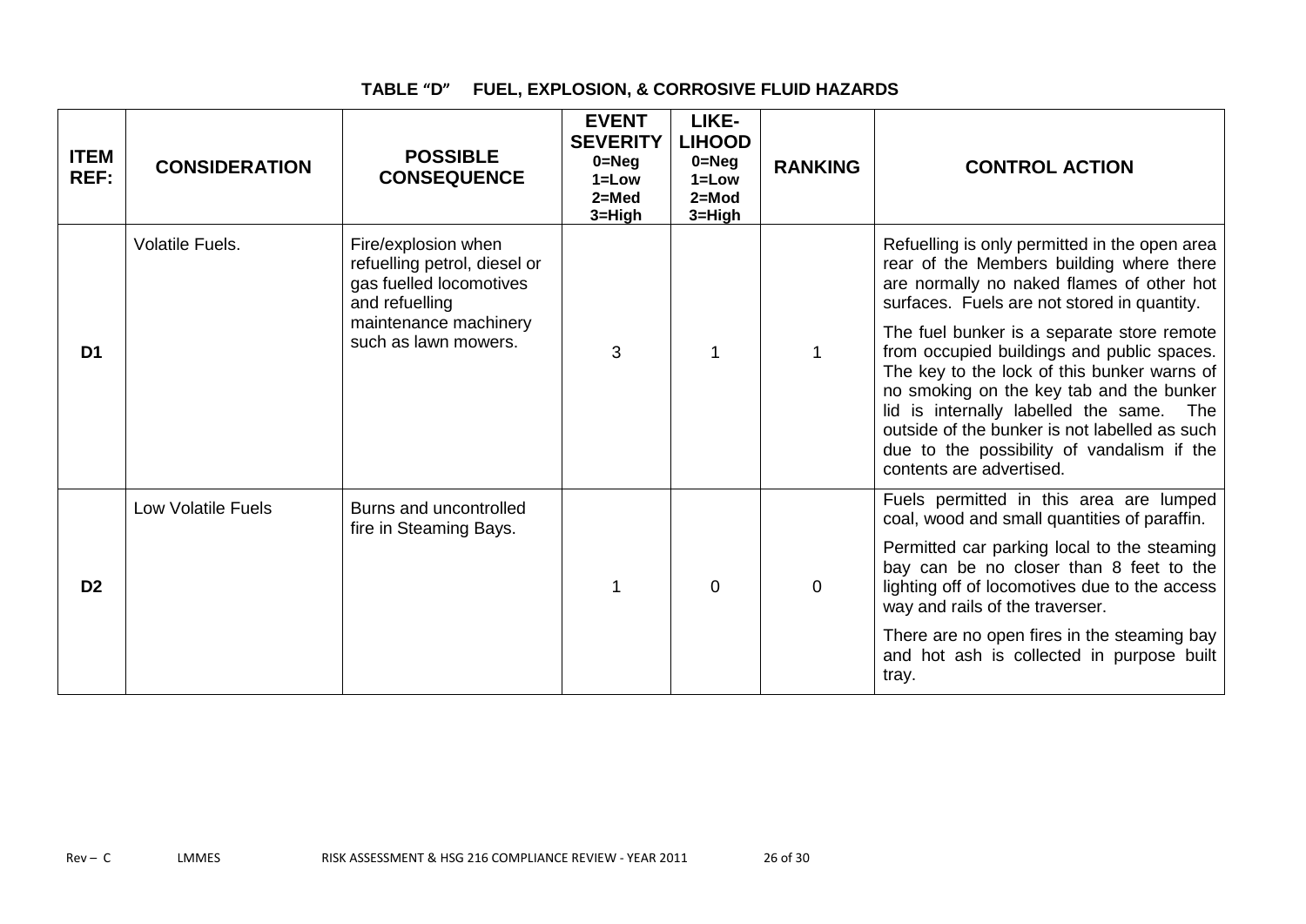# TABLE "D" FUEL, EXPLOSION, & CORROSIVE FLUID HAZARDS

| ITEM REF: | CONSIDERATION | POSSIBLE CONSEQUENCE | EVENT SEVERITY 0=Neg 1=Low 2=Med 3=High | LIKE-LIHOOD 0=Neg 1=Low 2=Mod 3=High | RANKING | CONTROL ACTION |
|---|---|---|---|---|---|---|
| D1 | Volatile Fuels. | Fire/explosion when refuelling petrol, diesel or gas fuelled locomotives and refuelling maintenance machinery such as lawn mowers. | 3 | 1 | 1 | Refuelling is only permitted in the open area rear of the Members building where there are normally no naked flames of other hot surfaces. Fuels are not stored in quantity.<br><br>The fuel bunker is a separate store remote from occupied buildings and public spaces. The key to the lock of this bunker warns of no smoking on the key tab and the bunker lid is internally labelled the same. The outside of the bunker is not labelled as such due to the possibility of vandalism if the contents are advertised. |
| D2 | Low Volatile Fuels | Burns and uncontrolled fire in Steaming Bays. | 1 | 0 | 0 | Fuels permitted in this area are lumped coal, wood and small quantities of paraffin.<br><br>Permitted car parking local to the steaming bay can be no closer than 8 feet to the lighting off of locomotives due to the access way and rails of the traverser.<br><br>There are no open fires in the steaming bay and hot ash is collected in purpose built tray. |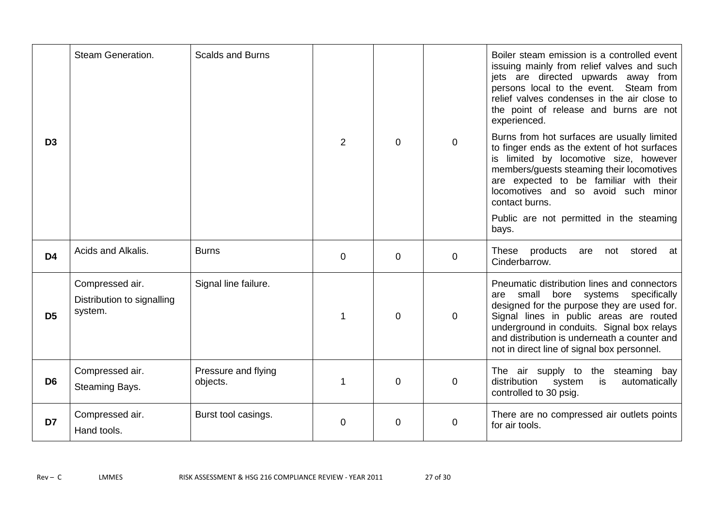| | | | | | | |
|---|---|---|---|---|---|---|
| **D3** | Steam Generation. | Scalds and Burns | 2 | 0 | 0 | Boiler steam emission is a controlled event issuing mainly from relief valves and such jets are directed upwards away from persons local to the event. Steam from relief valves condenses in the air close to the point of release and burns are not experienced.<br><br>Burns from hot surfaces are usually limited to finger ends as the extent of hot surfaces is limited by locomotive size, however members/guests steaming their locomotives are expected to be familiar with their locomotives and so avoid such minor contact burns.<br><br>Public are not permitted in the steaming bays. |
| **D4** | Acids and Alkalis. | Burns | 0 | 0 | 0 | These products are not stored at Cinderbarrow. |
| **D5** | Compressed air.<br>Distribution to signalling system. | Signal line failure. | 1 | 0 | 0 | Pneumatic distribution lines and connectors are small bore systems specifically designed for the purpose they are used for. Signal lines in public areas are routed underground in conduits. Signal box relays and distribution is underneath a counter and not in direct line of signal box personnel. |
| **D6** | Compressed air.<br>Steaming Bays. | Pressure and flying objects. | 1 | 0 | 0 | The air supply to the steaming bay distribution system is automatically controlled to 30 psig. |
| **D7** | Compressed air.<br>Hand tools. | Burst tool casings. | 0 | 0 | 0 | There are no compressed air outlets points for air tools. |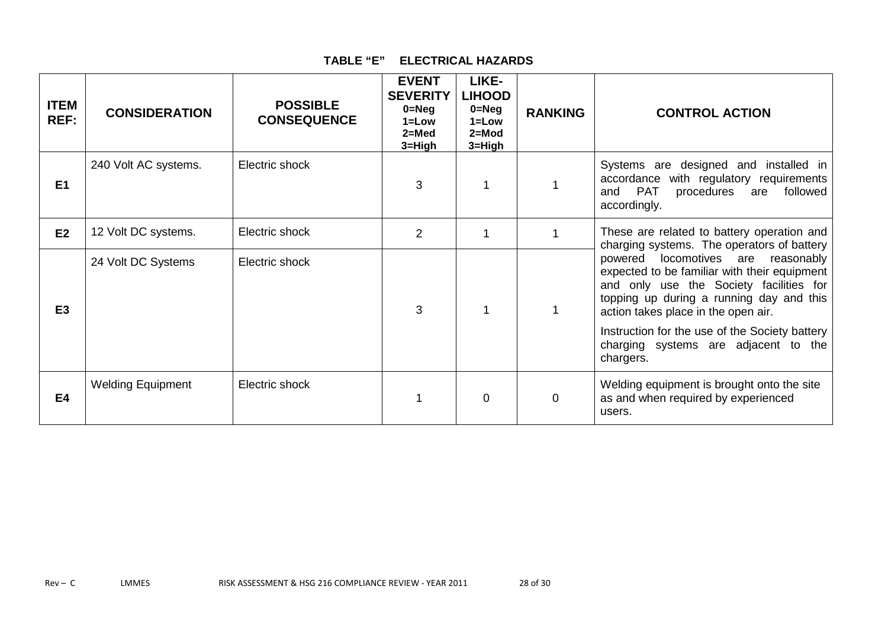## TABLE "E" ELECTRICAL HAZARDS

| ITEM REF: | CONSIDERATION | POSSIBLE CONSEQUENCE | EVENT SEVERITY 0=Neg 1=Low 2=Med 3=High | LIKE-LIHOOD 0=Neg 1=Low 2=Mod 3=High | RANKING | CONTROL ACTION |
|---|---|---|---|---|---|---|
| E1 | 240 Volt AC systems. | Electric shock | 3 | 1 | 1 | Systems are designed and installed in accordance with regulatory requirements and PAT procedures are followed accordingly. |
| E2 | 12 Volt DC systems. | Electric shock | 2 | 1 | 1 | These are related to battery operation and charging systems. The operators of battery powered locomotives are reasonably expected to be familiar with their equipment and only use the Society facilities for topping up during a running day and this action takes place in the open air. Instruction for the use of the Society battery charging systems are adjacent to the chargers. |
| E3 | 24 Volt DC Systems | Electric shock | 3 | 1 | 1 | |
| E4 | Welding Equipment | Electric shock | 1 | 0 | 0 | Welding equipment is brought onto the site as and when required by experienced users. |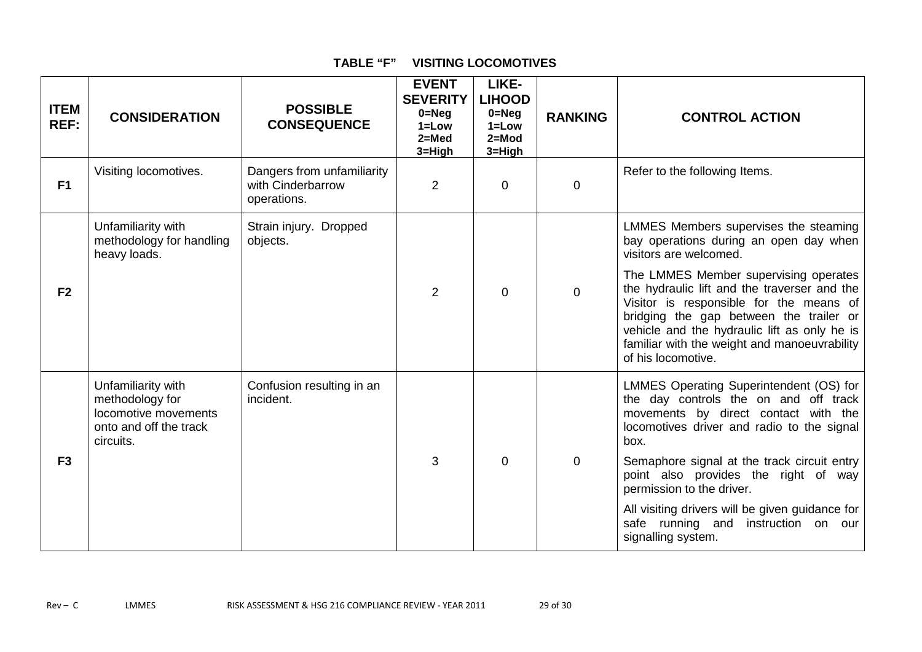## TABLE "F" VISITING LOCOMOTIVES

| ITEM REF: | CONSIDERATION | POSSIBLE CONSEQUENCE | EVENT SEVERITY 0=Neg 1=Low 2=Med 3=High | LIKE-LIHOOD 0=Neg 1=Low 2=Mod 3=High | RANKING | CONTROL ACTION |
|---|---|---|---|---|---|---|
| F1 | Visiting locomotives. | Dangers from unfamiliarity with Cinderbarrow operations. | 2 | 0 | 0 | Refer to the following Items. |
| F2 | Unfamiliarity with methodology for handling heavy loads. | Strain injury. Dropped objects. | 2 | 0 | 0 | LMMES Members supervises the steaming bay operations during an open day when visitors are welcomed.<br><br>The LMMES Member supervising operates the hydraulic lift and the traverser and the Visitor is responsible for the means of bridging the gap between the trailer or vehicle and the hydraulic lift as only he is familiar with the weight and manoeuvrability of his locomotive. |
| F3 | Unfamiliarity with methodology for locomotive movements onto and off the track circuits. | Confusion resulting in an incident. | 3 | 0 | 0 | LMMES Operating Superintendent (OS) for the day controls the on and off track movements by direct contact with the locomotives driver and radio to the signal box.<br><br>Semaphore signal at the track circuit entry point also provides the right of way permission to the driver.<br><br>All visiting drivers will be given guidance for safe running and instruction on our signalling system. |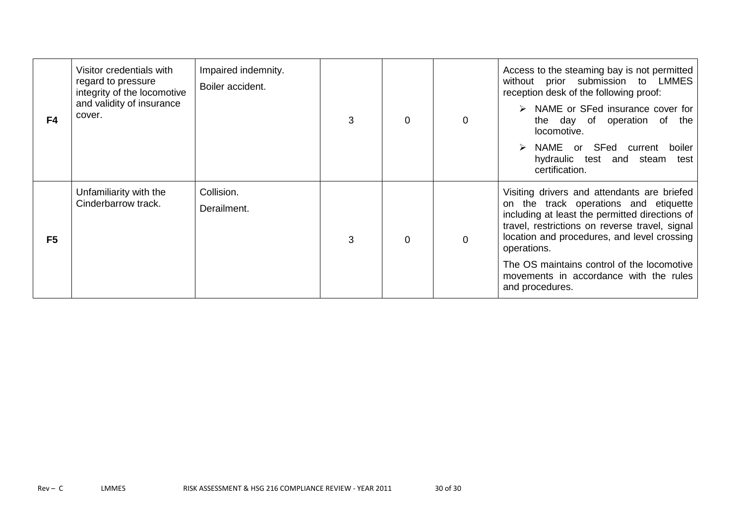| | | | | | | |
|---|---|---|---|---|---|---|
| **F4** | Visitor credentials with regard to pressure integrity of the locomotive and validity of insurance cover. | Impaired indemnity.<br>Boiler accident. | 3 | 0 | 0 | Access to the steaming bay is not permitted without prior submission to LMMES reception desk of the following proof:<br>➢ NAME or SFed insurance cover for the day of operation of the locomotive.<br>➢ NAME or SFed current boiler hydraulic test and steam test certification. |
| **F5** | Unfamiliarity with the Cinderbarrow track. | Collision.<br>Derailment. | 3 | 0 | 0 | Visiting drivers and attendants are briefed on the track operations and etiquette including at least the permitted directions of travel, restrictions on reverse travel, signal location and procedures, and level crossing operations.<br>The OS maintains control of the locomotive movements in accordance with the rules and procedures. |